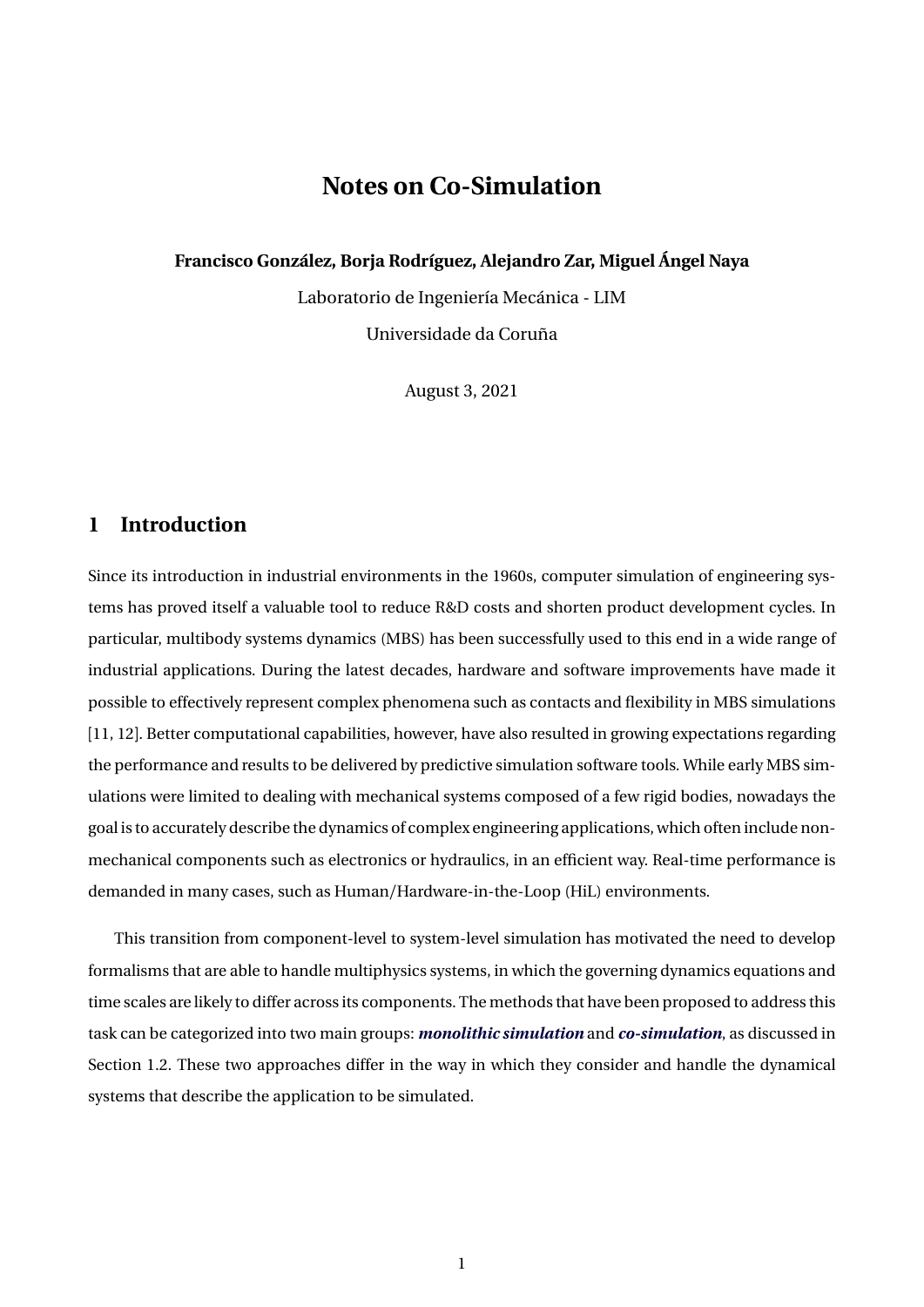# Notes on Co-Simulation

**Francisco González, Borja Rodríguez, Alejandro Zar, Miguel Ángel Naya**

Laboratorio de Ingeniería Mecánica - LIM

Universidade da Coruña

August 3, 2021

## 1 Introduction

Since its introduction in industrial environments in the 1960s, computer simulation of engineering systems has proved itself a valuable tool to reduce R&D costs and shorten product development cycles. In particular, multibody systems dynamics (MBS) has been successfully used to this end in a wide range of industrial applications. During the latest decades, hardware and software improvements have made it possible to effectively represent complex phenomena such as contacts and flexibility in MBS simulations [11, 12]. Better computational capabilities, however, have also resulted in growing expectations regarding the performance and results to be delivered by predictive simulation software tools. While early MBS simulations were limited to dealing with mechanical systems composed of a few rigid bodies, nowadays the goal is to accurately describe the dynamics of complex engineering applications, which often include non-mechanical components such as electronics or hydraulics, in an efficient way. Real-time performance is demanded in many cases, such as Human/Hardware-in-the-Loop (HiL) environments.

This transition from component-level to system-level simulation has motivated the need to develop formalisms that are able to handle multiphysics systems, in which the governing dynamics equations and time scales are likely to differ across its components. The methods that have been proposed to address this task can be categorized into two main groups: ***monolithic simulation*** and ***co-simulation***, as discussed in Section 1.2. These two approaches differ in the way in which they consider and handle the dynamical systems that describe the application to be simulated.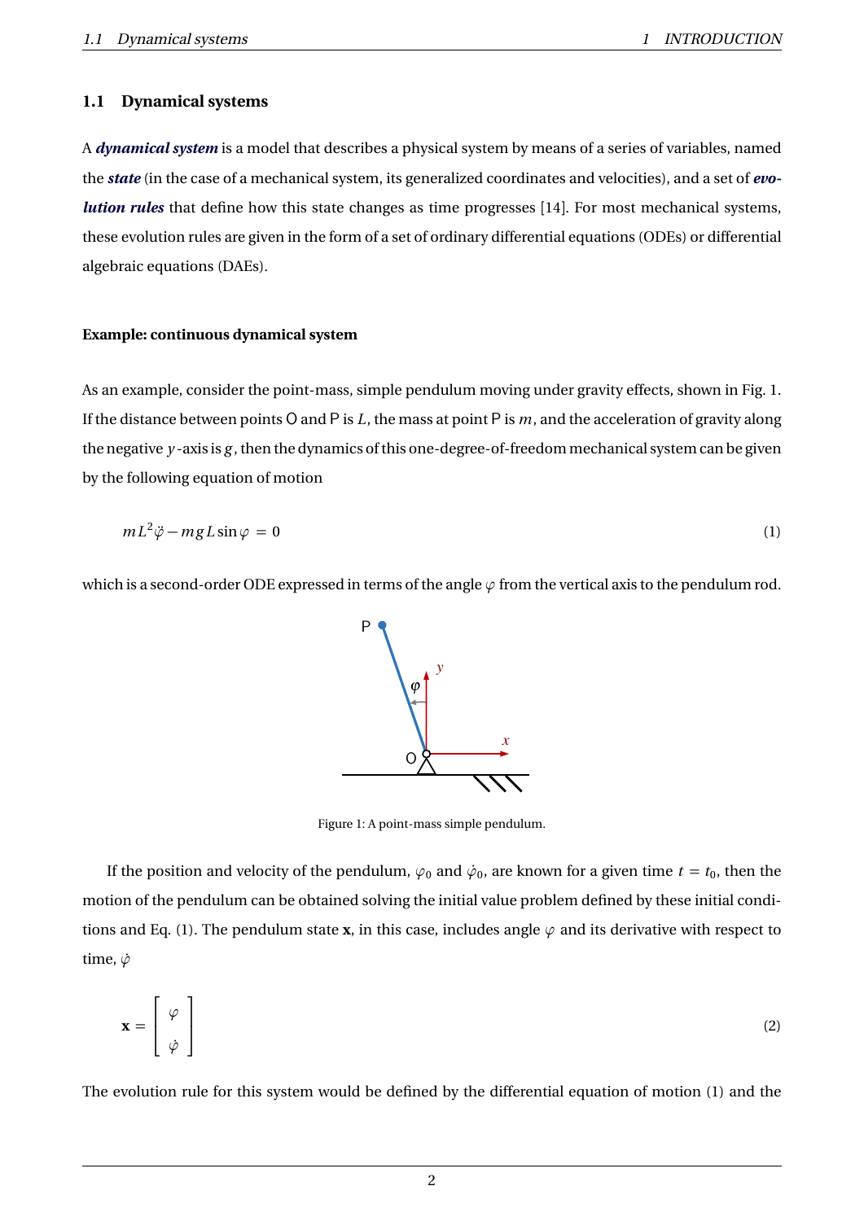### 1.1 Dynamical systems

A ***dynamical system*** is a model that describes a physical system by means of a series of variables, named the ***state*** (in the case of a mechanical system, its generalized coordinates and velocities), and a set of ***evolution rules*** that define how this state changes as time progresses [14]. For most mechanical systems, these evolution rules are given in the form of a set of ordinary differential equations (ODEs) or differential algebraic equations (DAEs).

#### Example: continuous dynamical system

As an example, consider the point-mass, simple pendulum moving under gravity effects, shown in Fig. 1. If the distance between points O and P is $L$, the mass at point P is $m$, and the acceleration of gravity along the negative $y$-axis is $g$, then the dynamics of this one-degree-of-freedom mechanical system can be given by the following equation of motion

$$m L^2 \ddot{\varphi} - m g L \sin\varphi = 0 \tag{1}$$

which is a second-order ODE expressed in terms of the angle $\varphi$ from the vertical axis to the pendulum rod.

Figure 1: A point-mass simple pendulum.

If the position and velocity of the pendulum, $\varphi_0$ and $\dot{\varphi}_0$, are known for a given time $t = t_0$, then the motion of the pendulum can be obtained solving the initial value problem defined by these initial conditions and Eq. (1). The pendulum state $\mathbf{x}$, in this case, includes angle $\varphi$ and its derivative with respect to time, $\dot{\varphi}$

$$\mathbf{x} = \begin{bmatrix} \varphi \\ \dot{\varphi} \end{bmatrix} \tag{2}$$

The evolution rule for this system would be defined by the differential equation of motion (1) and the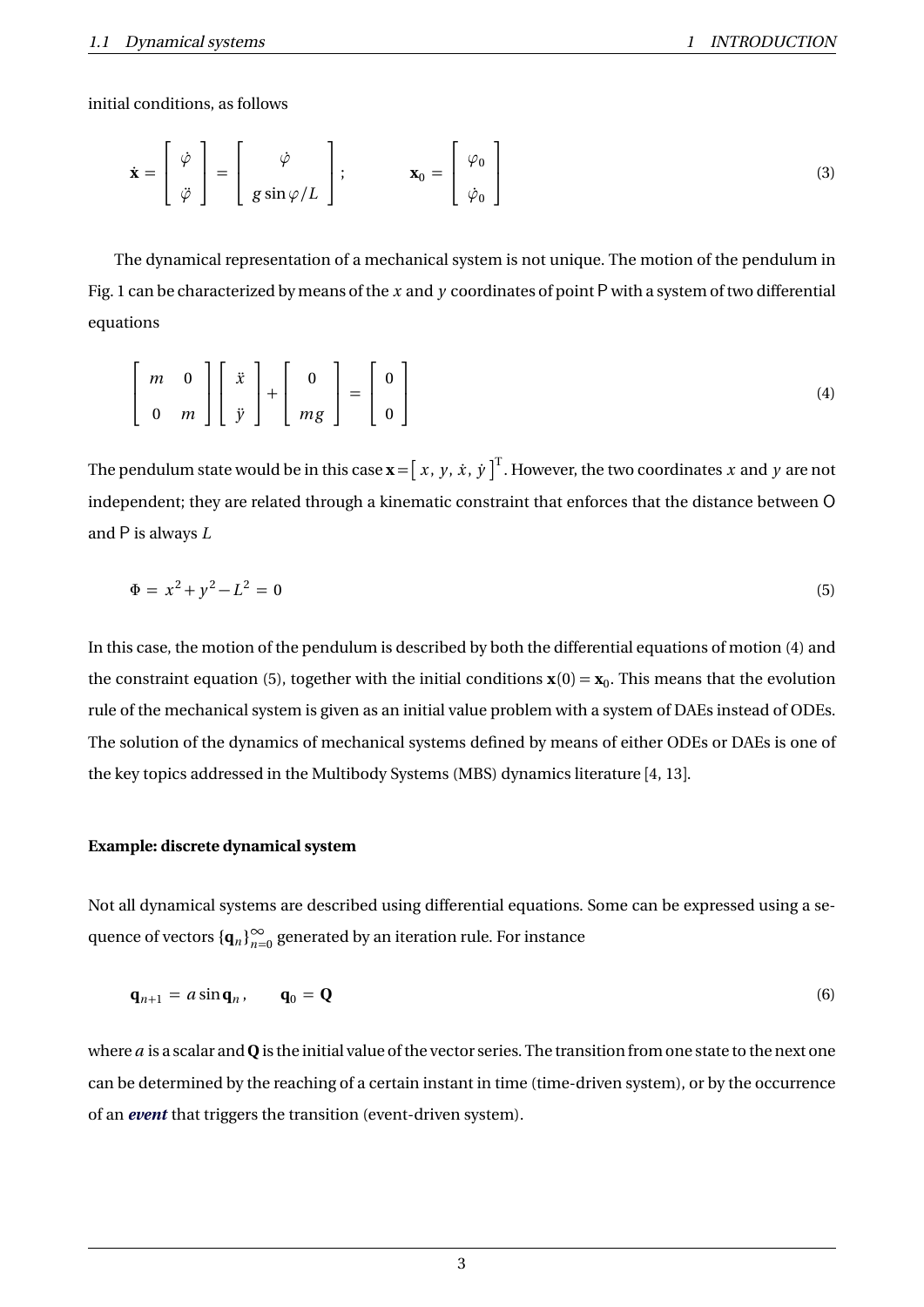initial conditions, as follows

$$
\dot{\mathbf{x}} = \begin{bmatrix} \dot{\varphi} \\ \ddot{\varphi} \end{bmatrix} = \begin{bmatrix} \dot{\varphi} \\ g \sin\varphi / L \end{bmatrix}; \qquad \mathbf{x}_0 = \begin{bmatrix} \varphi_0 \\ \dot{\varphi}_0 \end{bmatrix} \tag{3}
$$

The dynamical representation of a mechanical system is not unique. The motion of the pendulum in Fig. 1 can be characterized by means of the $x$ and $y$ coordinates of point P with a system of two differential equations

$$
\begin{bmatrix} m & 0 \\ 0 & m \end{bmatrix} \begin{bmatrix} \ddot{x} \\ \ddot{y} \end{bmatrix} + \begin{bmatrix} 0 \\ mg \end{bmatrix} = \begin{bmatrix} 0 \\ 0 \end{bmatrix} \tag{4}
$$

The pendulum state would be in this case $\mathbf{x} = \begin{bmatrix} x, \ y, \ \dot{x}, \ \dot{y} \end{bmatrix}^{\mathrm{T}}$. However, the two coordinates $x$ and $y$ are not independent; they are related through a kinematic constraint that enforces that the distance between O and P is always $L$

$$
\Phi = x^2 + y^2 - L^2 = 0 \tag{5}
$$

In this case, the motion of the pendulum is described by both the differential equations of motion (4) and the constraint equation (5), together with the initial conditions $\mathbf{x}(0) = \mathbf{x}_0$. This means that the evolution rule of the mechanical system is given as an initial value problem with a system of DAEs instead of ODEs. The solution of the dynamics of mechanical systems defined by means of either ODEs or DAEs is one of the key topics addressed in the Multibody Systems (MBS) dynamics literature [4, 13].

**Example: discrete dynamical system**

Not all dynamical systems are described using differential equations. Some can be expressed using a sequence of vectors $\{\mathbf{q}_n\}_{n=0}^{\infty}$ generated by an iteration rule. For instance

$$
\mathbf{q}_{n+1} = a \sin \mathbf{q}_n, \qquad \mathbf{q}_0 = \mathbf{Q} \tag{6}
$$

where $a$ is a scalar and $\mathbf{Q}$ is the initial value of the vector series. The transition from one state to the next one can be determined by the reaching of a certain instant in time (time-driven system), or by the occurrence of an ***event*** that triggers the transition (event-driven system).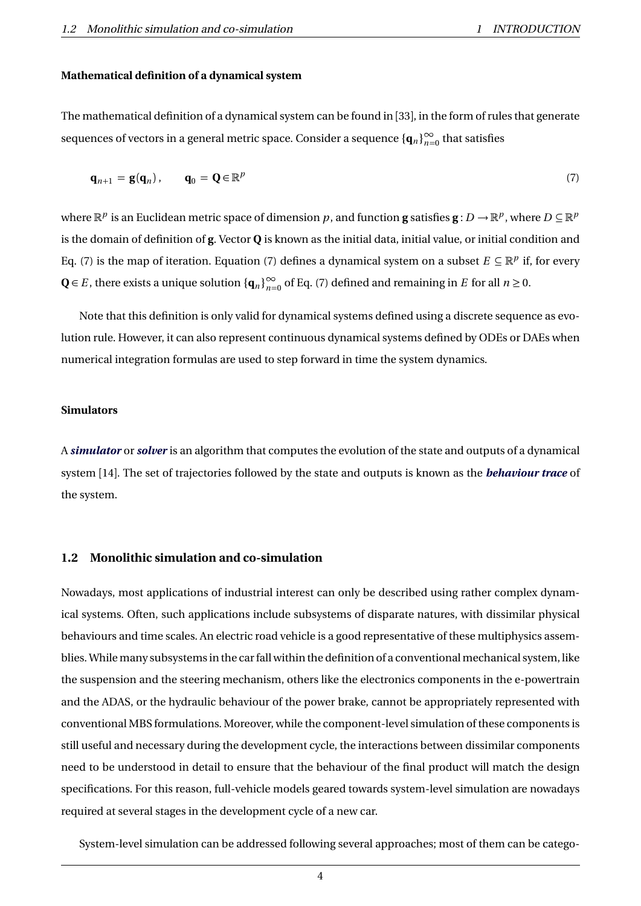**Mathematical definition of a dynamical system**

The mathematical definition of a dynamical system can be found in [33], in the form of rules that generate sequences of vectors in a general metric space. Consider a sequence $\{\mathbf{q}_n\}_{n=0}^{\infty}$ that satisfies

$$\mathbf{q}_{n+1} = \mathbf{g}(\mathbf{q}_n), \qquad \mathbf{q}_0 = \mathbf{Q} \in \mathbb{R}^p \tag{7}$$

where $\mathbb{R}^p$ is an Euclidean metric space of dimension $p$, and function $\mathbf{g}$ satisfies $\mathbf{g} : D \rightarrow \mathbb{R}^p$, where $D \subseteq \mathbb{R}^p$ is the domain of definition of $\mathbf{g}$. Vector $\mathbf{Q}$ is known as the initial data, initial value, or initial condition and Eq. (7) is the map of iteration. Equation (7) defines a dynamical system on a subset $E \subseteq \mathbb{R}^p$ if, for every $\mathbf{Q} \in E$, there exists a unique solution $\{\mathbf{q}_n\}_{n=0}^{\infty}$ of Eq. (7) defined and remaining in $E$ for all $n \geq 0$.

Note that this definition is only valid for dynamical systems defined using a discrete sequence as evolution rule. However, it can also represent continuous dynamical systems defined by ODEs or DAEs when numerical integration formulas are used to step forward in time the system dynamics.

**Simulators**

A ***simulator*** or ***solver*** is an algorithm that computes the evolution of the state and outputs of a dynamical system [14]. The set of trajectories followed by the state and outputs is known as the ***behaviour trace*** of the system.

## 1.2 Monolithic simulation and co-simulation

Nowadays, most applications of industrial interest can only be described using rather complex dynamical systems. Often, such applications include subsystems of disparate natures, with dissimilar physical behaviours and time scales. An electric road vehicle is a good representative of these multiphysics assemblies. While many subsystems in the car fall within the definition of a conventional mechanical system, like the suspension and the steering mechanism, others like the electronics components in the e-powertrain and the ADAS, or the hydraulic behaviour of the power brake, cannot be appropriately represented with conventional MBS formulations. Moreover, while the component-level simulation of these components is still useful and necessary during the development cycle, the interactions between dissimilar components need to be understood in detail to ensure that the behaviour of the final product will match the design specifications. For this reason, full-vehicle models geared towards system-level simulation are nowadays required at several stages in the development cycle of a new car.

System-level simulation can be addressed following several approaches; most of them can be catego-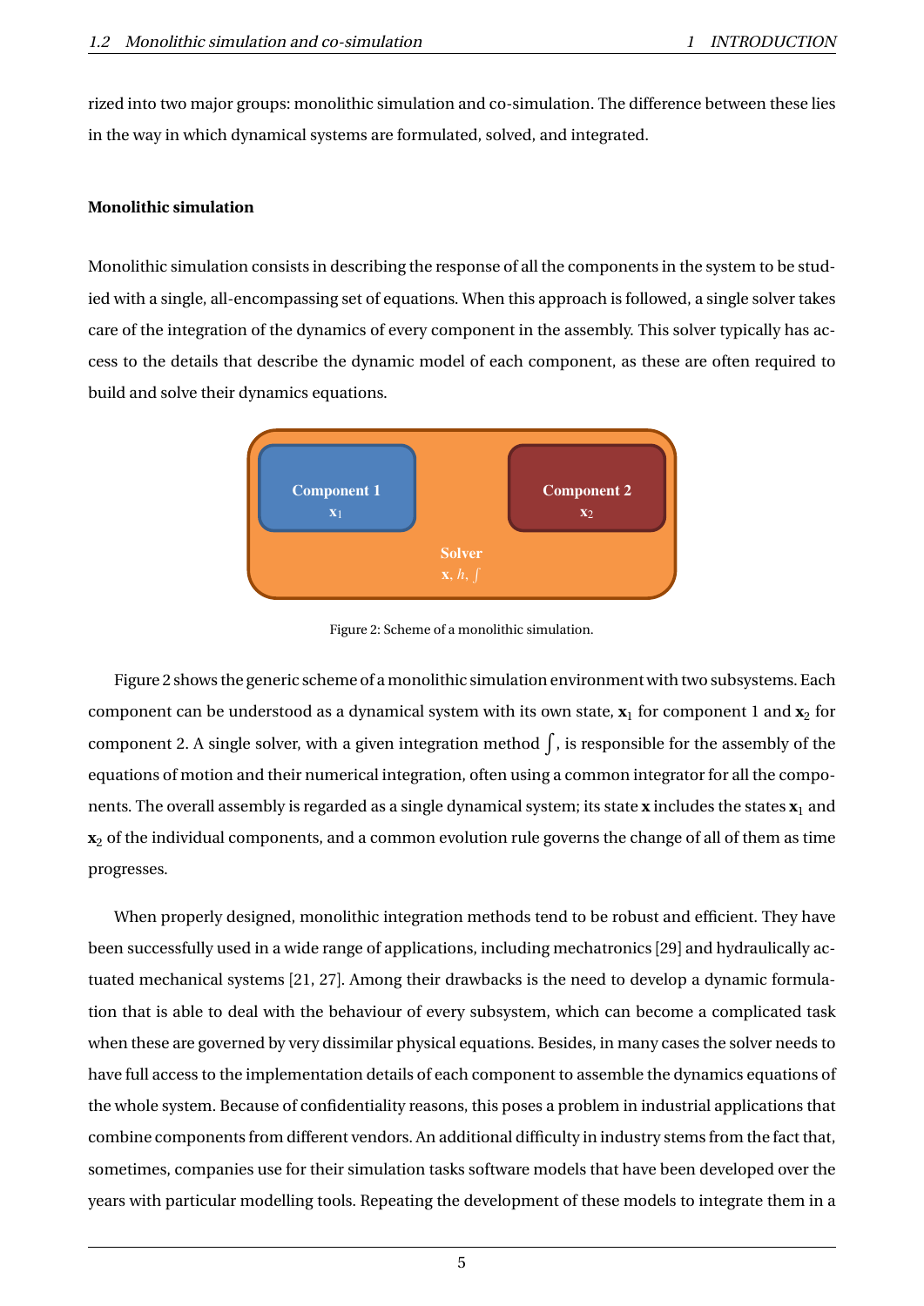rized into two major groups: monolithic simulation and co-simulation. The difference between these lies in the way in which dynamical systems are formulated, solved, and integrated.

**Monolithic simulation**

Monolithic simulation consists in describing the response of all the components in the system to be studied with a single, all-encompassing set of equations. When this approach is followed, a single solver takes care of the integration of the dynamics of every component in the assembly. This solver typically has access to the details that describe the dynamic model of each component, as these are often required to build and solve their dynamics equations.

Figure 2: Scheme of a monolithic simulation.

Figure 2 shows the generic scheme of a monolithic simulation environment with two subsystems. Each component can be understood as a dynamical system with its own state, $\mathbf{x}_1$ for component 1 and $\mathbf{x}_2$ for component 2. A single solver, with a given integration method $\int$, is responsible for the assembly of the equations of motion and their numerical integration, often using a common integrator for all the components. The overall assembly is regarded as a single dynamical system; its state $\mathbf{x}$ includes the states $\mathbf{x}_1$ and $\mathbf{x}_2$ of the individual components, and a common evolution rule governs the change of all of them as time progresses.

When properly designed, monolithic integration methods tend to be robust and efficient. They have been successfully used in a wide range of applications, including mechatronics [29] and hydraulically actuated mechanical systems [21, 27]. Among their drawbacks is the need to develop a dynamic formulation that is able to deal with the behaviour of every subsystem, which can become a complicated task when these are governed by very dissimilar physical equations. Besides, in many cases the solver needs to have full access to the implementation details of each component to assemble the dynamics equations of the whole system. Because of confidentiality reasons, this poses a problem in industrial applications that combine components from different vendors. An additional difficulty in industry stems from the fact that, sometimes, companies use for their simulation tasks software models that have been developed over the years with particular modelling tools. Repeating the development of these models to integrate them in a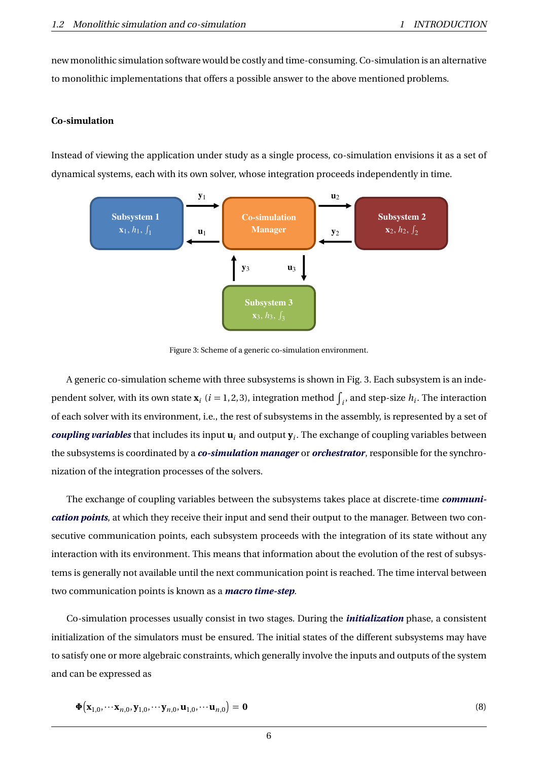new monolithic simulation software would be costly and time-consuming. Co-simulation is an alternative to monolithic implementations that offers a possible answer to the above mentioned problems.

**Co-simulation**

Instead of viewing the application under study as a single process, co-simulation envisions it as a set of dynamical systems, each with its own solver, whose integration proceeds independently in time.

Figure 3: Scheme of a generic co-simulation environment.

A generic co-simulation scheme with three subsystems is shown in Fig. 3. Each subsystem is an independent solver, with its own state $\mathbf{x}_i$ $(i = 1, 2, 3)$, integration method $\int_i$, and step-size $h_i$. The interaction of each solver with its environment, i.e., the rest of subsystems in the assembly, is represented by a set of ***coupling variables*** that includes its input $\mathbf{u}_i$ and output $\mathbf{y}_i$. The exchange of coupling variables between the subsystems is coordinated by a ***co-simulation manager*** or ***orchestrator***, responsible for the synchronization of the integration processes of the solvers.

The exchange of coupling variables between the subsystems takes place at discrete-time ***communication points***, at which they receive their input and send their output to the manager. Between two consecutive communication points, each subsystem proceeds with the integration of its state without any interaction with its environment. This means that information about the evolution of the rest of subsystems is generally not available until the next communication point is reached. The time interval between two communication points is known as a ***macro time-step***.

Co-simulation processes usually consist in two stages. During the ***initialization*** phase, a consistent initialization of the simulators must be ensured. The initial states of the different subsystems may have to satisfy one or more algebraic constraints, which generally involve the inputs and outputs of the system and can be expressed as

$$\mathbf{\Phi}\left(\mathbf{x}_{1,0}, \cdots \mathbf{x}_{n,0}, \mathbf{y}_{1,0}, \cdots \mathbf{y}_{n,0}, \mathbf{u}_{1,0}, \cdots \mathbf{u}_{n,0}\right) = \mathbf{0} \tag{8}$$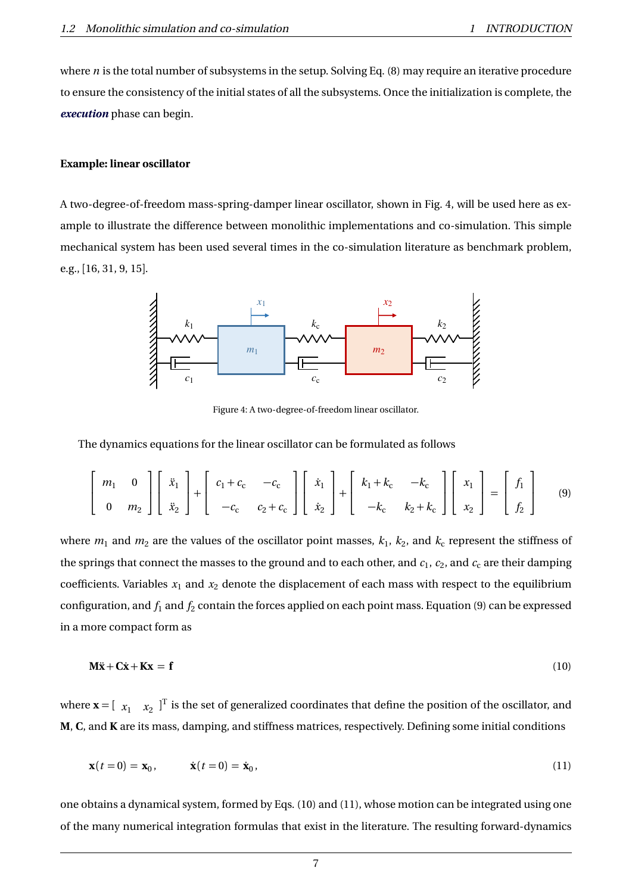where $n$ is the total number of subsystems in the setup. Solving Eq. (8) may require an iterative procedure to ensure the consistency of the initial states of all the subsystems. Once the initialization is complete, the ***execution*** phase can begin.

**Example: linear oscillator**

A two-degree-of-freedom mass-spring-damper linear oscillator, shown in Fig. 4, will be used here as example to illustrate the difference between monolithic implementations and co-simulation. This simple mechanical system has been used several times in the co-simulation literature as benchmark problem, e.g., [16, 31, 9, 15].

Figure 4: A two-degree-of-freedom linear oscillator.

The dynamics equations for the linear oscillator can be formulated as follows

$$\begin{bmatrix} m_1 & 0 \\ 0 & m_2 \end{bmatrix} \begin{bmatrix} \ddot{x}_1 \\ \ddot{x}_2 \end{bmatrix} + \begin{bmatrix} c_1 + c_c & -c_c \\ -c_c & c_2 + c_c \end{bmatrix} \begin{bmatrix} \dot{x}_1 \\ \dot{x}_2 \end{bmatrix} + \begin{bmatrix} k_1 + k_c & -k_c \\ -k_c & k_2 + k_c \end{bmatrix} \begin{bmatrix} x_1 \\ x_2 \end{bmatrix} = \begin{bmatrix} f_1 \\ f_2 \end{bmatrix} \tag{9}$$

where $m_1$ and $m_2$ are the values of the oscillator point masses, $k_1$, $k_2$, and $k_c$ represent the stiffness of the springs that connect the masses to the ground and to each other, and $c_1$, $c_2$, and $c_c$ are their damping coefficients. Variables $x_1$ and $x_2$ denote the displacement of each mass with respect to the equilibrium configuration, and $f_1$ and $f_2$ contain the forces applied on each point mass. Equation (9) can be expressed in a more compact form as

$$\mathbf{M}\ddot{\mathbf{x}} + \mathbf{C}\dot{\mathbf{x}} + \mathbf{K}\mathbf{x} = \mathbf{f} \tag{10}$$

where $\mathbf{x} = [\begin{array}{cc} x_1 & x_2 \end{array}]^{\mathrm{T}}$ is the set of generalized coordinates that define the position of the oscillator, and $\mathbf{M}$, $\mathbf{C}$, and $\mathbf{K}$ are its mass, damping, and stiffness matrices, respectively. Defining some initial conditions

$$\mathbf{x}(t=0) = \mathbf{x}_0, \qquad \dot{\mathbf{x}}(t=0) = \dot{\mathbf{x}}_0, \tag{11}$$

one obtains a dynamical system, formed by Eqs. (10) and (11), whose motion can be integrated using one of the many numerical integration formulas that exist in the literature. The resulting forward-dynamics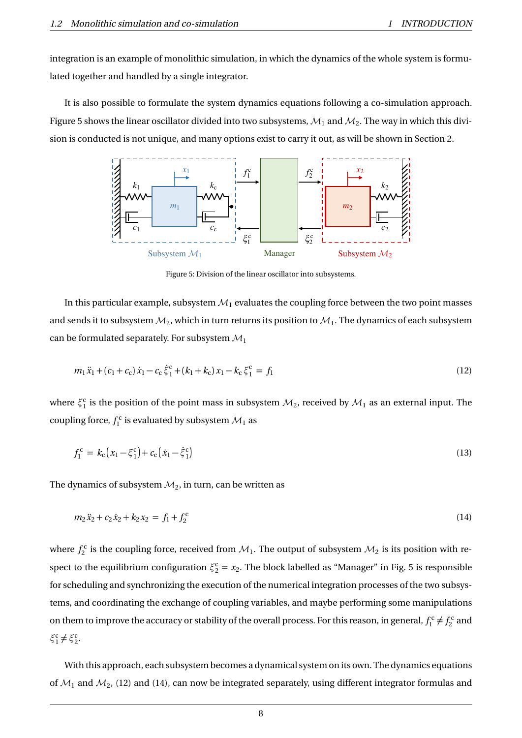integration is an example of monolithic simulation, in which the dynamics of the whole system is formulated together and handled by a single integrator.

It is also possible to formulate the system dynamics equations following a co-simulation approach. Figure 5 shows the linear oscillator divided into two subsystems, $\mathcal{M}_1$ and $\mathcal{M}_2$. The way in which this division is conducted is not unique, and many options exist to carry it out, as will be shown in Section 2.

Figure 5: Division of the linear oscillator into subsystems.

In this particular example, subsystem $\mathcal{M}_1$ evaluates the coupling force between the two point masses and sends it to subsystem $\mathcal{M}_2$, which in turn returns its position to $\mathcal{M}_1$. The dynamics of each subsystem can be formulated separately. For subsystem $\mathcal{M}_1$

$$m_1 \ddot{x}_1 + (c_1 + c_c)\dot{x}_1 - c_c \dot{\xi}_1^c + (k_1 + k_c) x_1 - k_c \xi_1^c = f_1 \tag{12}$$

where $\xi_1^c$ is the position of the point mass in subsystem $\mathcal{M}_2$, received by $\mathcal{M}_1$ as an external input. The coupling force, $f_1^c$ is evaluated by subsystem $\mathcal{M}_1$ as

$$f_1^c = k_c\left(x_1 - \xi_1^c\right) + c_c\left(\dot{x}_1 - \dot{\xi}_1^c\right) \tag{13}$$

The dynamics of subsystem $\mathcal{M}_2$, in turn, can be written as

$$m_2 \ddot{x}_2 + c_2 \dot{x}_2 + k_2 x_2 = f_1 + f_2^c \tag{14}$$

where $f_2^c$ is the coupling force, received from $\mathcal{M}_1$. The output of subsystem $\mathcal{M}_2$ is its position with respect to the equilibrium configuration $\xi_2^c = x_2$. The block labelled as "Manager" in Fig. 5 is responsible for scheduling and synchronizing the execution of the numerical integration processes of the two subsystems, and coordinating the exchange of coupling variables, and maybe performing some manipulations on them to improve the accuracy or stability of the overall process. For this reason, in general, $f_1^c \neq f_2^c$ and $\xi_1^c \neq \xi_2^c$.

With this approach, each subsystem becomes a dynamical system on its own. The dynamics equations of $\mathcal{M}_1$ and $\mathcal{M}_2$, (12) and (14), can now be integrated separately, using different integrator formulas and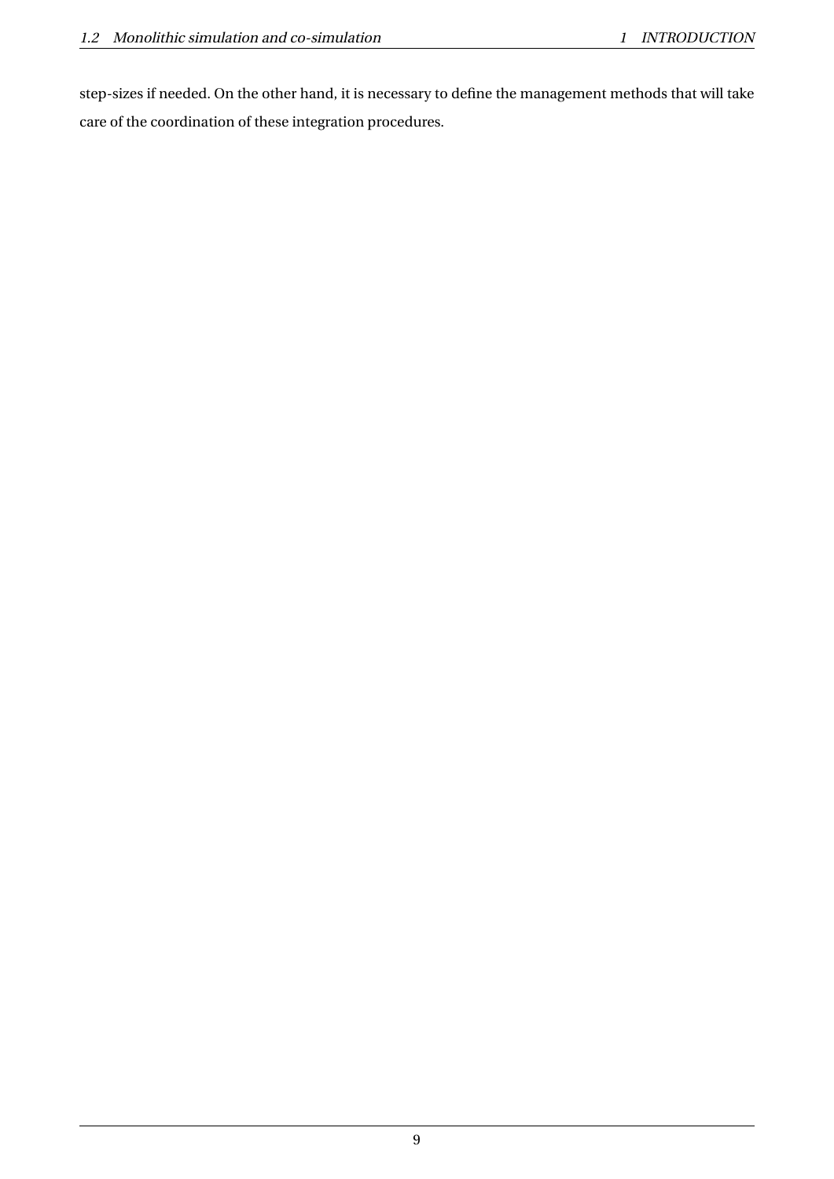step-sizes if needed. On the other hand, it is necessary to define the management methods that will take care of the coordination of these integration procedures.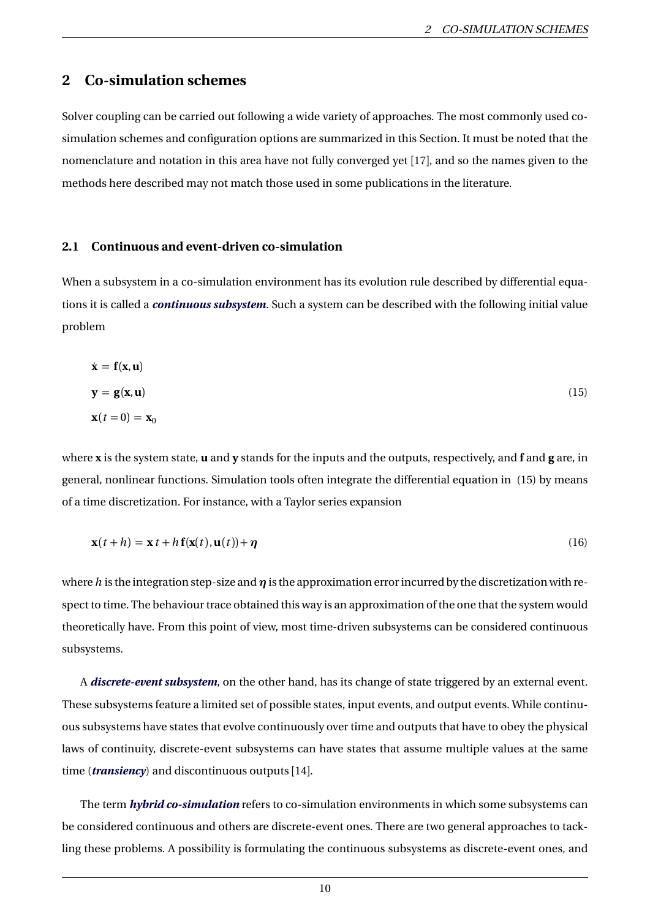## 2 Co-simulation schemes

Solver coupling can be carried out following a wide variety of approaches. The most commonly used co-simulation schemes and configuration options are summarized in this Section. It must be noted that the nomenclature and notation in this area have not fully converged yet [17], and so the names given to the methods here described may not match those used in some publications in the literature.

### 2.1 Continuous and event-driven co-simulation

When a subsystem in a co-simulation environment has its evolution rule described by differential equations it is called a ***continuous subsystem***. Such a system can be described with the following initial value problem

$$
\begin{aligned}
\dot{\mathbf{x}} &= \mathbf{f}(\mathbf{x}, \mathbf{u}) \\
\mathbf{y} &= \mathbf{g}(\mathbf{x}, \mathbf{u}) \\
\mathbf{x}(t = 0) &= \mathbf{x}_0
\end{aligned}
\tag{15}
$$

where $\mathbf{x}$ is the system state, $\mathbf{u}$ and $\mathbf{y}$ stands for the inputs and the outputs, respectively, and $\mathbf{f}$ and $\mathbf{g}$ are, in general, nonlinear functions. Simulation tools often integrate the differential equation in (15) by means of a time discretization. For instance, with a Taylor series expansion

$$
\mathbf{x}(t+h) = \mathbf{x}\,t + h\,\mathbf{f}(\mathbf{x}(t), \mathbf{u}(t)) + \boldsymbol{\eta}
\tag{16}
$$

where $h$ is the integration step-size and $\boldsymbol{\eta}$ is the approximation error incurred by the discretization with respect to time. The behaviour trace obtained this way is an approximation of the one that the system would theoretically have. From this point of view, most time-driven subsystems can be considered continuous subsystems.

A ***discrete-event subsystem***, on the other hand, has its change of state triggered by an external event. These subsystems feature a limited set of possible states, input events, and output events. While continuous subsystems have states that evolve continuously over time and outputs that have to obey the physical laws of continuity, discrete-event subsystems can have states that assume multiple values at the same time (***transiency***) and discontinuous outputs [14].

The term ***hybrid co-simulation*** refers to co-simulation environments in which some subsystems can be considered continuous and others are discrete-event ones. There are two general approaches to tackling these problems. A possibility is formulating the continuous subsystems as discrete-event ones, and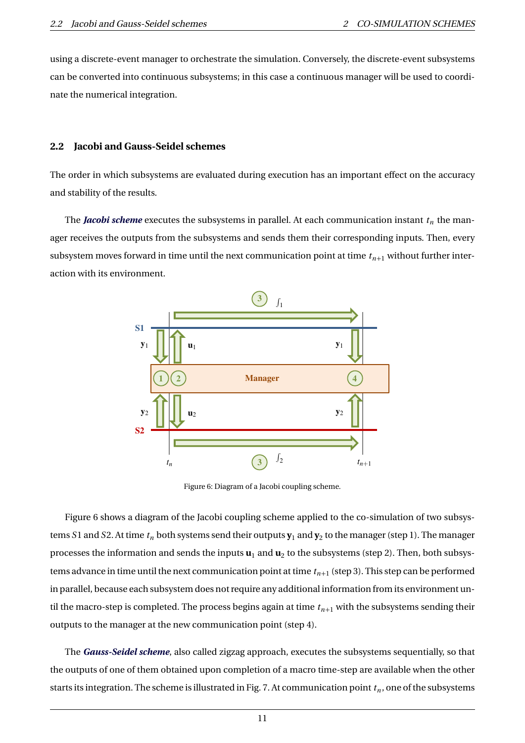using a discrete-event manager to orchestrate the simulation. Conversely, the discrete-event subsystems can be converted into continuous subsystems; in this case a continuous manager will be used to coordinate the numerical integration.

### 2.2 Jacobi and Gauss-Seidel schemes

The order in which subsystems are evaluated during execution has an important effect on the accuracy and stability of the results.

The ***Jacobi scheme*** executes the subsystems in parallel. At each communication instant $t_n$ the manager receives the outputs from the subsystems and sends them their corresponding inputs. Then, every subsystem moves forward in time until the next communication point at time $t_{n+1}$ without further interaction with its environment.

Figure 6: Diagram of a Jacobi coupling scheme.

Figure 6 shows a diagram of the Jacobi coupling scheme applied to the co-simulation of two subsystems $S1$ and $S2$. At time $t_n$ both systems send their outputs $\mathbf{y}_1$ and $\mathbf{y}_2$ to the manager (step 1). The manager processes the information and sends the inputs $\mathbf{u}_1$ and $\mathbf{u}_2$ to the subsystems (step 2). Then, both subsystems advance in time until the next communication point at time $t_{n+1}$ (step 3). This step can be performed in parallel, because each subsystem does not require any additional information from its environment until the macro-step is completed. The process begins again at time $t_{n+1}$ with the subsystems sending their outputs to the manager at the new communication point (step 4).

The ***Gauss-Seidel scheme***, also called zigzag approach, executes the subsystems sequentially, so that the outputs of one of them obtained upon completion of a macro time-step are available when the other starts its integration. The scheme is illustrated in Fig. 7. At communication point $t_n$, one of the subsystems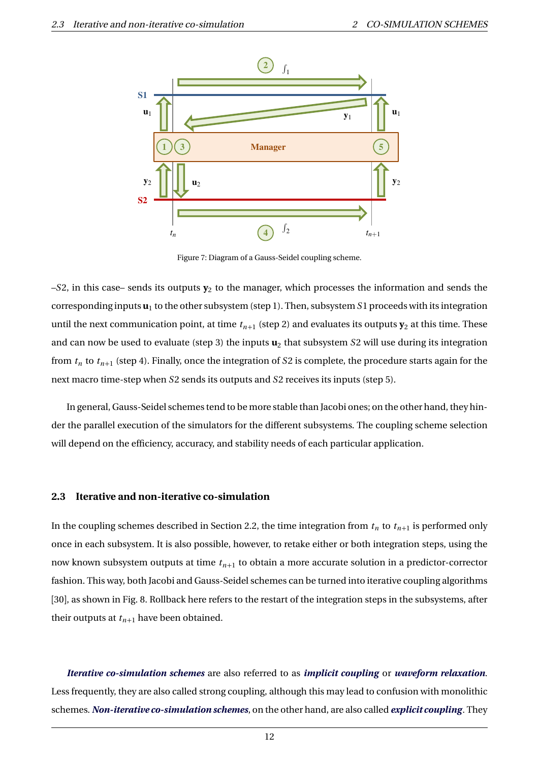Figure 7: Diagram of a Gauss-Seidel coupling scheme.

–$S2$, in this case– sends its outputs $\mathbf{y}_2$ to the manager, which processes the information and sends the corresponding inputs $\mathbf{u}_1$ to the other subsystem (step 1). Then, subsystem $S1$ proceeds with its integration until the next communication point, at time $t_{n+1}$ (step 2) and evaluates its outputs $\mathbf{y}_2$ at this time. These and can now be used to evaluate (step 3) the inputs $\mathbf{u}_2$ that subsystem $S2$ will use during its integration from $t_n$ to $t_{n+1}$ (step 4). Finally, once the integration of $S2$ is complete, the procedure starts again for the next macro time-step when $S2$ sends its outputs and $S2$ receives its inputs (step 5).

In general, Gauss-Seidel schemes tend to be more stable than Jacobi ones; on the other hand, they hinder the parallel execution of the simulators for the different subsystems. The coupling scheme selection will depend on the efficiency, accuracy, and stability needs of each particular application.

### 2.3 Iterative and non-iterative co-simulation

In the coupling schemes described in Section 2.2, the time integration from $t_n$ to $t_{n+1}$ is performed only once in each subsystem. It is also possible, however, to retake either or both integration steps, using the now known subsystem outputs at time $t_{n+1}$ to obtain a more accurate solution in a predictor-corrector fashion. This way, both Jacobi and Gauss-Seidel schemes can be turned into iterative coupling algorithms [30], as shown in Fig. 8. Rollback here refers to the restart of the integration steps in the subsystems, after their outputs at $t_{n+1}$ have been obtained.

***Iterative co-simulation schemes*** are also referred to as ***implicit coupling*** or ***waveform relaxation***. Less frequently, they are also called strong coupling, although this may lead to confusion with monolithic schemes. ***Non-iterative co-simulation schemes***, on the other hand, are also called ***explicit coupling***. They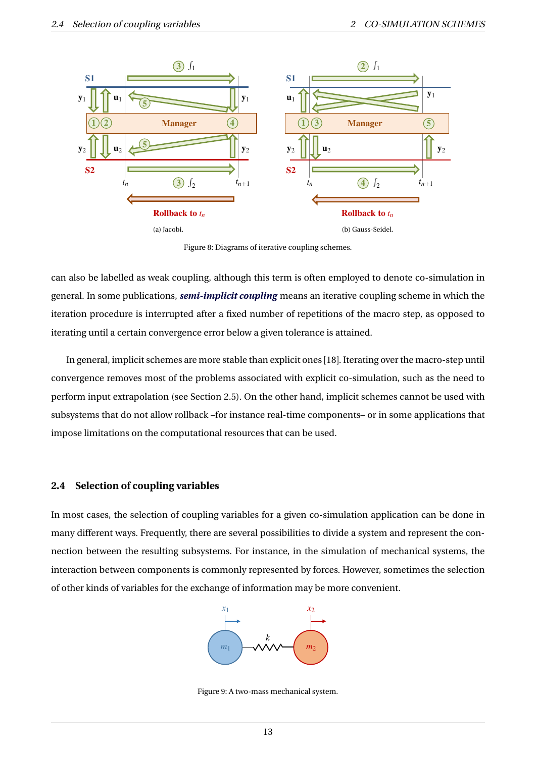Figure 8: Diagrams of iterative coupling schemes.

can also be labelled as weak coupling, although this term is often employed to denote co-simulation in general. In some publications, ***semi-implicit coupling*** means an iterative coupling scheme in which the iteration procedure is interrupted after a fixed number of repetitions of the macro step, as opposed to iterating until a certain convergence error below a given tolerance is attained.

In general, implicit schemes are more stable than explicit ones [18]. Iterating over the macro-step until convergence removes most of the problems associated with explicit co-simulation, such as the need to perform input extrapolation (see Section 2.5). On the other hand, implicit schemes cannot be used with subsystems that do not allow rollback –for instance real-time components– or in some applications that impose limitations on the computational resources that can be used.

## 2.4 Selection of coupling variables

In most cases, the selection of coupling variables for a given co-simulation application can be done in many different ways. Frequently, there are several possibilities to divide a system and represent the connection between the resulting subsystems. For instance, in the simulation of mechanical systems, the interaction between components is commonly represented by forces. However, sometimes the selection of other kinds of variables for the exchange of information may be more convenient.

Figure 9: A two-mass mechanical system.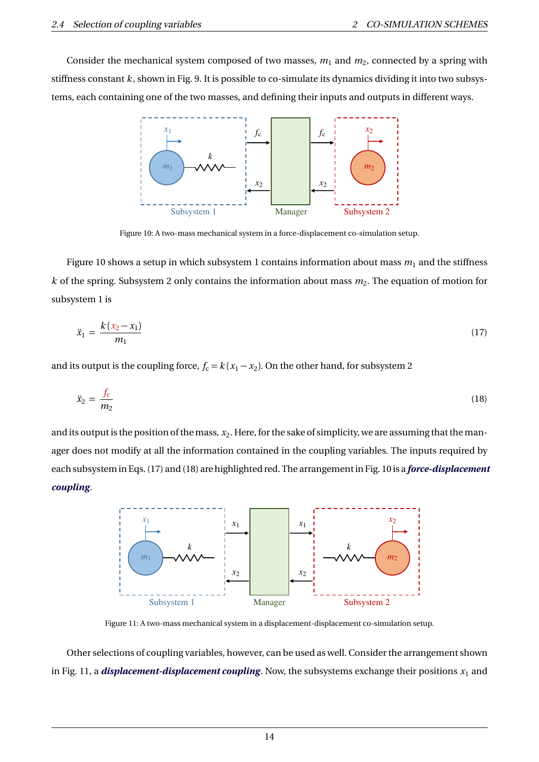Consider the mechanical system composed of two masses, $m_1$ and $m_2$, connected by a spring with stiffness constant $k$, shown in Fig. 9. It is possible to co-simulate its dynamics dividing it into two subsystems, each containing one of the two masses, and defining their inputs and outputs in different ways.

Figure 10: A two-mass mechanical system in a force-displacement co-simulation setup.

Figure 10 shows a setup in which subsystem 1 contains information about mass $m_1$ and the stiffness $k$ of the spring. Subsystem 2 only contains the information about mass $m_2$. The equation of motion for subsystem 1 is

$$\ddot{x}_1 = \frac{k\,(x_2 - x_1)}{m_1} \tag{17}$$

and its output is the coupling force, $f_c = k\,(x_1 - x_2)$. On the other hand, for subsystem 2

$$\ddot{x}_2 = \frac{f_c}{m_2} \tag{18}$$

and its output is the position of the mass, $x_2$. Here, for the sake of simplicity, we are assuming that the manager does not modify at all the information contained in the coupling variables. The inputs required by each subsystem in Eqs. (17) and (18) are highlighted red. The arrangement in Fig. 10 is a ***force-displacement coupling***.

Figure 11: A two-mass mechanical system in a displacement-displacement co-simulation setup.

Other selections of coupling variables, however, can be used as well. Consider the arrangement shown in Fig. 11, a ***displacement-displacement coupling***. Now, the subsystems exchange their positions $x_1$ and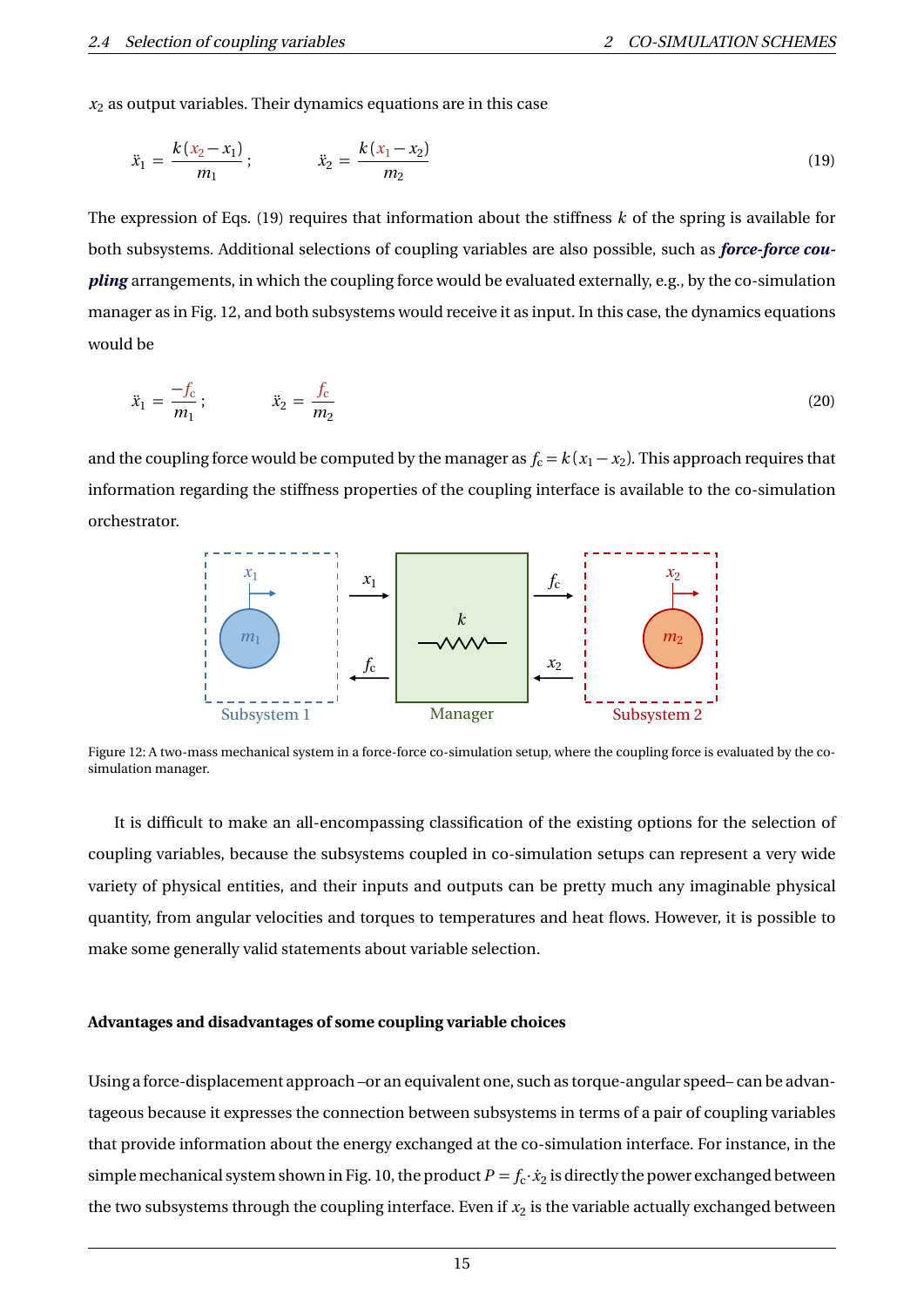$x_2$ as output variables. Their dynamics equations are in this case

$$\ddot{x}_1 = \frac{k(x_2 - x_1)}{m_1}; \qquad \ddot{x}_2 = \frac{k(x_1 - x_2)}{m_2} \tag{19}$$

The expression of Eqs. (19) requires that information about the stiffness $k$ of the spring is available for both subsystems. Additional selections of coupling variables are also possible, such as ***force-force coupling*** arrangements, in which the coupling force would be evaluated externally, e.g., by the co-simulation manager as in Fig. 12, and both subsystems would receive it as input. In this case, the dynamics equations would be

$$\ddot{x}_1 = \frac{-f_c}{m_1}; \qquad \ddot{x}_2 = \frac{f_c}{m_2} \tag{20}$$

and the coupling force would be computed by the manager as $f_c = k(x_1 - x_2)$. This approach requires that information regarding the stiffness properties of the coupling interface is available to the co-simulation orchestrator.

Figure 12: A two-mass mechanical system in a force-force co-simulation setup, where the coupling force is evaluated by the co-simulation manager.

It is difficult to make an all-encompassing classification of the existing options for the selection of coupling variables, because the subsystems coupled in co-simulation setups can represent a very wide variety of physical entities, and their inputs and outputs can be pretty much any imaginable physical quantity, from angular velocities and torques to temperatures and heat flows. However, it is possible to make some generally valid statements about variable selection.

**Advantages and disadvantages of some coupling variable choices**

Using a force-displacement approach –or an equivalent one, such as torque-angular speed– can be advantageous because it expresses the connection between subsystems in terms of a pair of coupling variables that provide information about the energy exchanged at the co-simulation interface. For instance, in the simple mechanical system shown in Fig. 10, the product $P = f_c \cdot \dot{x}_2$ is directly the power exchanged between the two subsystems through the coupling interface. Even if $x_2$ is the variable actually exchanged between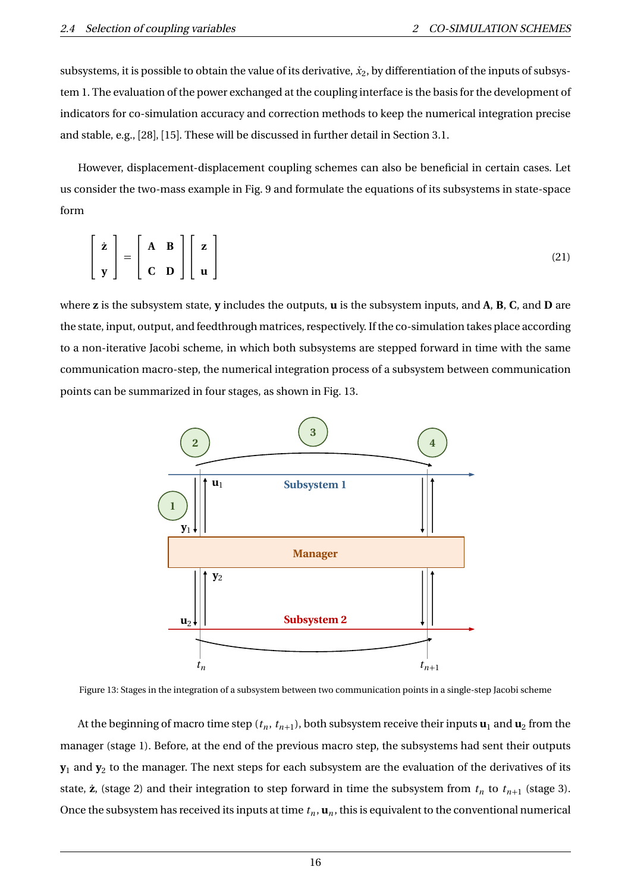subsystems, it is possible to obtain the value of its derivative, $\dot{x}_2$, by differentiation of the inputs of subsystem 1. The evaluation of the power exchanged at the coupling interface is the basis for the development of indicators for co-simulation accuracy and correction methods to keep the numerical integration precise and stable, e.g., [28], [15]. These will be discussed in further detail in Section 3.1.

However, displacement-displacement coupling schemes can also be beneficial in certain cases. Let us consider the two-mass example in Fig. 9 and formulate the equations of its subsystems in state-space form

$$
\begin{bmatrix} \dot{\mathbf{z}} \\ \mathbf{y} \end{bmatrix} = \begin{bmatrix} \mathbf{A} & \mathbf{B} \\ \mathbf{C} & \mathbf{D} \end{bmatrix} \begin{bmatrix} \mathbf{z} \\ \mathbf{u} \end{bmatrix} \tag{21}
$$

where $\mathbf{z}$ is the subsystem state, $\mathbf{y}$ includes the outputs, $\mathbf{u}$ is the subsystem inputs, and $\mathbf{A}$, $\mathbf{B}$, $\mathbf{C}$, and $\mathbf{D}$ are the state, input, output, and feedthrough matrices, respectively. If the co-simulation takes place according to a non-iterative Jacobi scheme, in which both subsystems are stepped forward in time with the same communication macro-step, the numerical integration process of a subsystem between communication points can be summarized in four stages, as shown in Fig. 13.

Figure 13: Stages in the integration of a subsystem between two communication points in a single-step Jacobi scheme

At the beginning of macro time step $(t_n, t_{n+1})$, both subsystem receive their inputs $\mathbf{u}_1$ and $\mathbf{u}_2$ from the manager (stage 1). Before, at the end of the previous macro step, the subsystems had sent their outputs $\mathbf{y}_1$ and $\mathbf{y}_2$ to the manager. The next steps for each subsystem are the evaluation of the derivatives of its state, $\dot{\mathbf{z}}$, (stage 2) and their integration to step forward in time the subsystem from $t_n$ to $t_{n+1}$ (stage 3). Once the subsystem has received its inputs at time $t_n$, $\mathbf{u}_n$, this is equivalent to the conventional numerical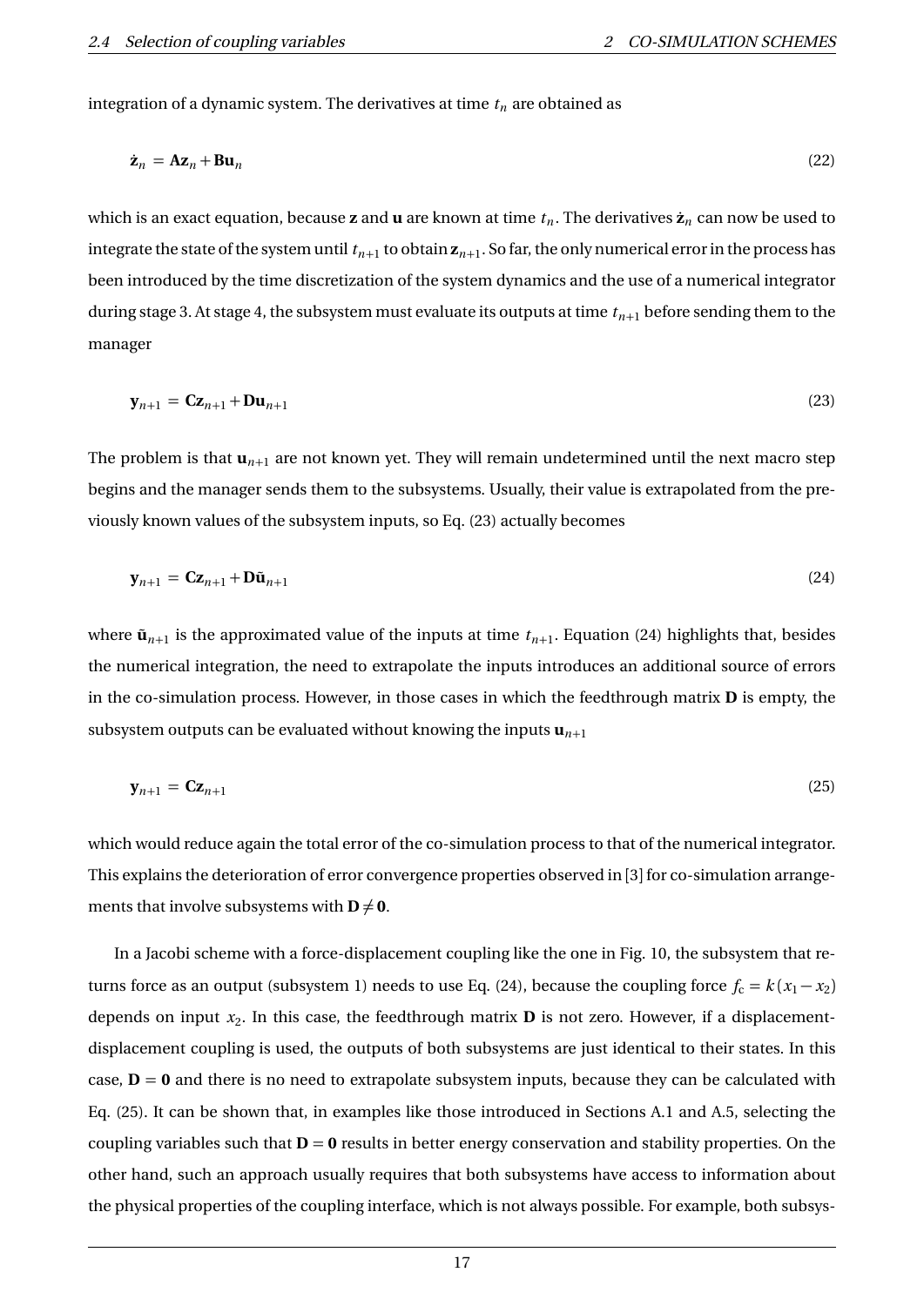integration of a dynamic system. The derivatives at time $t_n$ are obtained as

$$\dot{\mathbf{z}}_n = \mathbf{A}\mathbf{z}_n + \mathbf{B}\mathbf{u}_n \tag{22}$$

which is an exact equation, because $\mathbf{z}$ and $\mathbf{u}$ are known at time $t_n$. The derivatives $\dot{\mathbf{z}}_n$ can now be used to integrate the state of the system until $t_{n+1}$ to obtain $\mathbf{z}_{n+1}$. So far, the only numerical error in the process has been introduced by the time discretization of the system dynamics and the use of a numerical integrator during stage 3. At stage 4, the subsystem must evaluate its outputs at time $t_{n+1}$ before sending them to the manager

$$\mathbf{y}_{n+1} = \mathbf{C}\mathbf{z}_{n+1} + \mathbf{D}\mathbf{u}_{n+1} \tag{23}$$

The problem is that $\mathbf{u}_{n+1}$ are not known yet. They will remain undetermined until the next macro step begins and the manager sends them to the subsystems. Usually, their value is extrapolated from the previously known values of the subsystem inputs, so Eq. (23) actually becomes

$$\mathbf{y}_{n+1} = \mathbf{C}\mathbf{z}_{n+1} + \mathbf{D}\tilde{\mathbf{u}}_{n+1} \tag{24}$$

where $\tilde{\mathbf{u}}_{n+1}$ is the approximated value of the inputs at time $t_{n+1}$. Equation (24) highlights that, besides the numerical integration, the need to extrapolate the inputs introduces an additional source of errors in the co-simulation process. However, in those cases in which the feedthrough matrix $\mathbf{D}$ is empty, the subsystem outputs can be evaluated without knowing the inputs $\mathbf{u}_{n+1}$

$$\mathbf{y}_{n+1} = \mathbf{C}\mathbf{z}_{n+1} \tag{25}$$

which would reduce again the total error of the co-simulation process to that of the numerical integrator. This explains the deterioration of error convergence properties observed in [3] for co-simulation arrangements that involve subsystems with $\mathbf{D} \neq \mathbf{0}$.

In a Jacobi scheme with a force-displacement coupling like the one in Fig. 10, the subsystem that returns force as an output (subsystem 1) needs to use Eq. (24), because the coupling force $f_c = k(x_1 - x_2)$ depends on input $x_2$. In this case, the feedthrough matrix $\mathbf{D}$ is not zero. However, if a displacement-displacement coupling is used, the outputs of both subsystems are just identical to their states. In this case, $\mathbf{D} = \mathbf{0}$ and there is no need to extrapolate subsystem inputs, because they can be calculated with Eq. (25). It can be shown that, in examples like those introduced in Sections A.1 and A.5, selecting the coupling variables such that $\mathbf{D} = \mathbf{0}$ results in better energy conservation and stability properties. On the other hand, such an approach usually requires that both subsystems have access to information about the physical properties of the coupling interface, which is not always possible. For example, both subsys-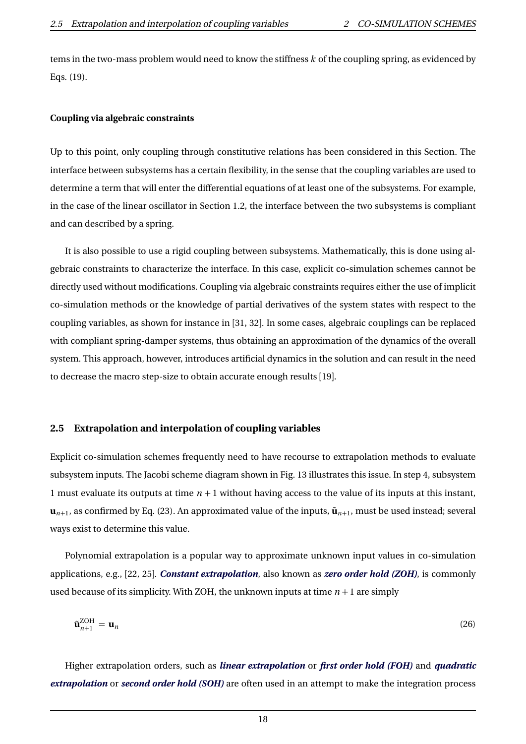tems in the two-mass problem would need to know the stiffness $k$ of the coupling spring, as evidenced by Eqs. (19).

**Coupling via algebraic constraints**

Up to this point, only coupling through constitutive relations has been considered in this Section. The interface between subsystems has a certain flexibility, in the sense that the coupling variables are used to determine a term that will enter the differential equations of at least one of the subsystems. For example, in the case of the linear oscillator in Section 1.2, the interface between the two subsystems is compliant and can described by a spring.

It is also possible to use a rigid coupling between subsystems. Mathematically, this is done using algebraic constraints to characterize the interface. In this case, explicit co-simulation schemes cannot be directly used without modifications. Coupling via algebraic constraints requires either the use of implicit co-simulation methods or the knowledge of partial derivatives of the system states with respect to the coupling variables, as shown for instance in [31, 32]. In some cases, algebraic couplings can be replaced with compliant spring-damper systems, thus obtaining an approximation of the dynamics of the overall system. This approach, however, introduces artificial dynamics in the solution and can result in the need to decrease the macro step-size to obtain accurate enough results [19].

## 2.5 Extrapolation and interpolation of coupling variables

Explicit co-simulation schemes frequently need to have recourse to extrapolation methods to evaluate subsystem inputs. The Jacobi scheme diagram shown in Fig. 13 illustrates this issue. In step 4, subsystem 1 must evaluate its outputs at time $n+1$ without having access to the value of its inputs at this instant, $\mathbf{u}_{n+1}$, as confirmed by Eq. (23). An approximated value of the inputs, $\tilde{\mathbf{u}}_{n+1}$, must be used instead; several ways exist to determine this value.

Polynomial extrapolation is a popular way to approximate unknown input values in co-simulation applications, e.g., [22, 25]. ***Constant extrapolation***, also known as ***zero order hold (ZOH)***, is commonly used because of its simplicity. With ZOH, the unknown inputs at time $n+1$ are simply

$$\tilde{\mathbf{u}}_{n+1}^{\text{ZOH}} = \mathbf{u}_n \tag{26}$$

Higher extrapolation orders, such as ***linear extrapolation*** or ***first order hold (FOH)*** and ***quadratic extrapolation*** or ***second order hold (SOH)*** are often used in an attempt to make the integration process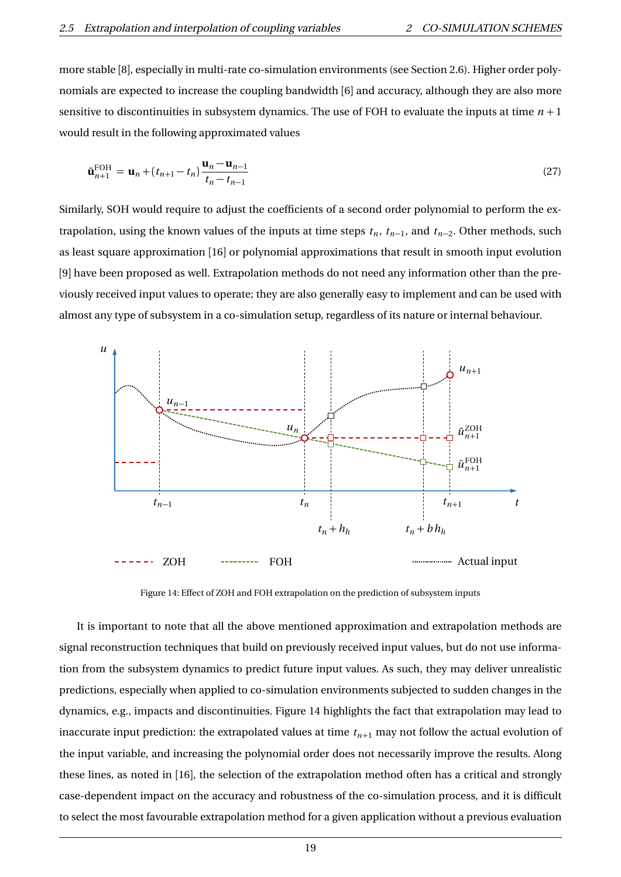more stable [8], especially in multi-rate co-simulation environments (see Section 2.6). Higher order polynomials are expected to increase the coupling bandwidth [6] and accuracy, although they are also more sensitive to discontinuities in subsystem dynamics. The use of FOH to evaluate the inputs at time $n+1$ would result in the following approximated values

$$\tilde{\mathbf{u}}_{n+1}^{\mathrm{FOH}} = \mathbf{u}_n + (t_{n+1} - t_n)\,\frac{\mathbf{u}_n - \mathbf{u}_{n-1}}{t_n - t_{n-1}} \tag{27}$$

Similarly, SOH would require to adjust the coefficients of a second order polynomial to perform the extrapolation, using the known values of the inputs at time steps $t_n$, $t_{n-1}$, and $t_{n-2}$. Other methods, such as least square approximation [16] or polynomial approximations that result in smooth input evolution [9] have been proposed as well. Extrapolation methods do not need any information other than the previously received input values to operate; they are also generally easy to implement and can be used with almost any type of subsystem in a co-simulation setup, regardless of its nature or internal behaviour.

Figure 14: Effect of ZOH and FOH extrapolation on the prediction of subsystem inputs

It is important to note that all the above mentioned approximation and extrapolation methods are signal reconstruction techniques that build on previously received input values, but do not use information from the subsystem dynamics to predict future input values. As such, they may deliver unrealistic predictions, especially when applied to co-simulation environments subjected to sudden changes in the dynamics, e.g., impacts and discontinuities. Figure 14 highlights the fact that extrapolation may lead to inaccurate input prediction: the extrapolated values at time $t_{n+1}$ may not follow the actual evolution of the input variable, and increasing the polynomial order does not necessarily improve the results. Along these lines, as noted in [16], the selection of the extrapolation method often has a critical and strongly case-dependent impact on the accuracy and robustness of the co-simulation process, and it is difficult to select the most favourable extrapolation method for a given application without a previous evaluation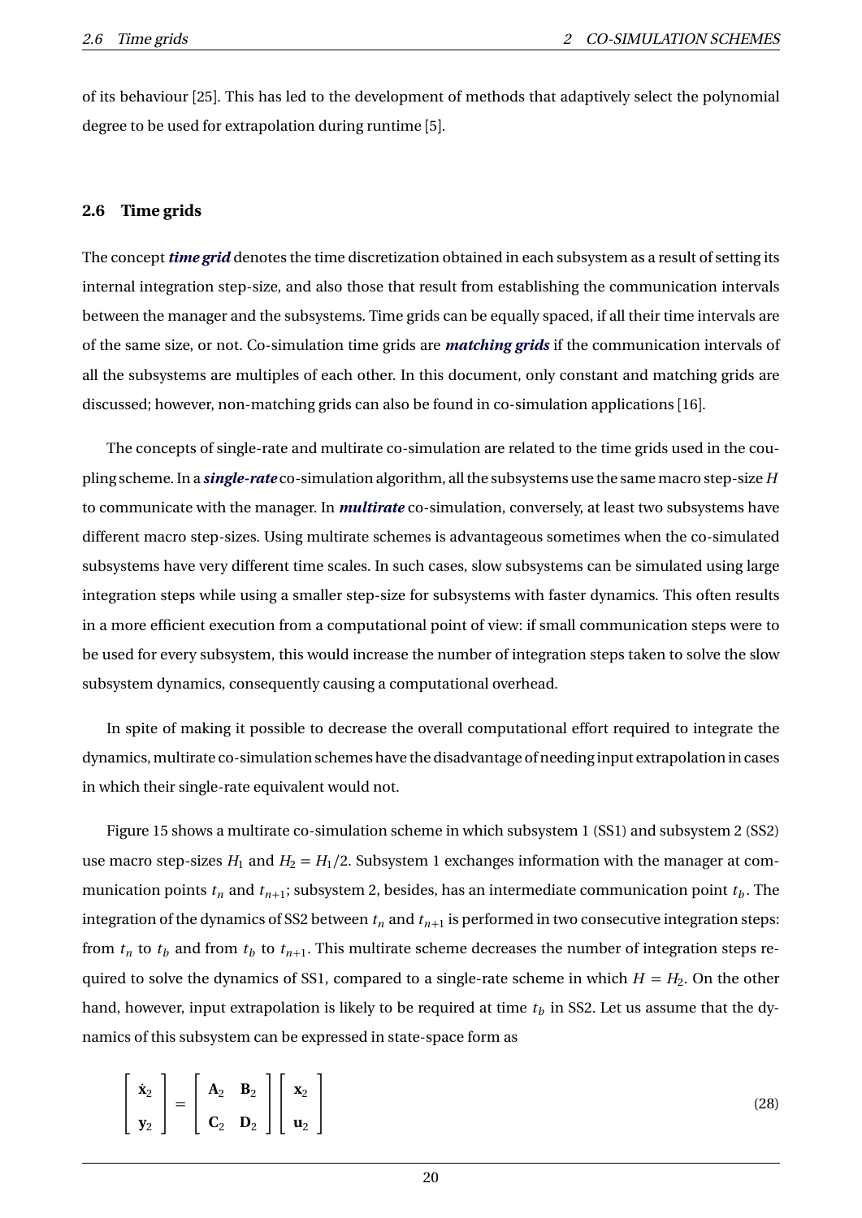of its behaviour [25]. This has led to the development of methods that adaptively select the polynomial degree to be used for extrapolation during runtime [5].

## 2.6 Time grids

The concept ***time grid*** denotes the time discretization obtained in each subsystem as a result of setting its internal integration step-size, and also those that result from establishing the communication intervals between the manager and the subsystems. Time grids can be equally spaced, if all their time intervals are of the same size, or not. Co-simulation time grids are ***matching grids*** if the communication intervals of all the subsystems are multiples of each other. In this document, only constant and matching grids are discussed; however, non-matching grids can also be found in co-simulation applications [16].

The concepts of single-rate and multirate co-simulation are related to the time grids used in the coupling scheme. In a ***single-rate*** co-simulation algorithm, all the subsystems use the same macro step-size $H$ to communicate with the manager. In ***multirate*** co-simulation, conversely, at least two subsystems have different macro step-sizes. Using multirate schemes is advantageous sometimes when the co-simulated subsystems have very different time scales. In such cases, slow subsystems can be simulated using large integration steps while using a smaller step-size for subsystems with faster dynamics. This often results in a more efficient execution from a computational point of view: if small communication steps were to be used for every subsystem, this would increase the number of integration steps taken to solve the slow subsystem dynamics, consequently causing a computational overhead.

In spite of making it possible to decrease the overall computational effort required to integrate the dynamics, multirate co-simulation schemes have the disadvantage of needing input extrapolation in cases in which their single-rate equivalent would not.

Figure 15 shows a multirate co-simulation scheme in which subsystem 1 (SS1) and subsystem 2 (SS2) use macro step-sizes $H_1$ and $H_2 = H_1/2$. Subsystem 1 exchanges information with the manager at communication points $t_n$ and $t_{n+1}$; subsystem 2, besides, has an intermediate communication point $t_b$. The integration of the dynamics of SS2 between $t_n$ and $t_{n+1}$ is performed in two consecutive integration steps: from $t_n$ to $t_b$ and from $t_b$ to $t_{n+1}$. This multirate scheme decreases the number of integration steps required to solve the dynamics of SS1, compared to a single-rate scheme in which $H = H_2$. On the other hand, however, input extrapolation is likely to be required at time $t_b$ in SS2. Let us assume that the dynamics of this subsystem can be expressed in state-space form as

$$
\begin{bmatrix} \dot{\mathbf{x}}_2 \\ \mathbf{y}_2 \end{bmatrix} = \begin{bmatrix} \mathbf{A}_2 & \mathbf{B}_2 \\ \mathbf{C}_2 & \mathbf{D}_2 \end{bmatrix} \begin{bmatrix} \mathbf{x}_2 \\ \mathbf{u}_2 \end{bmatrix} \tag{28}
$$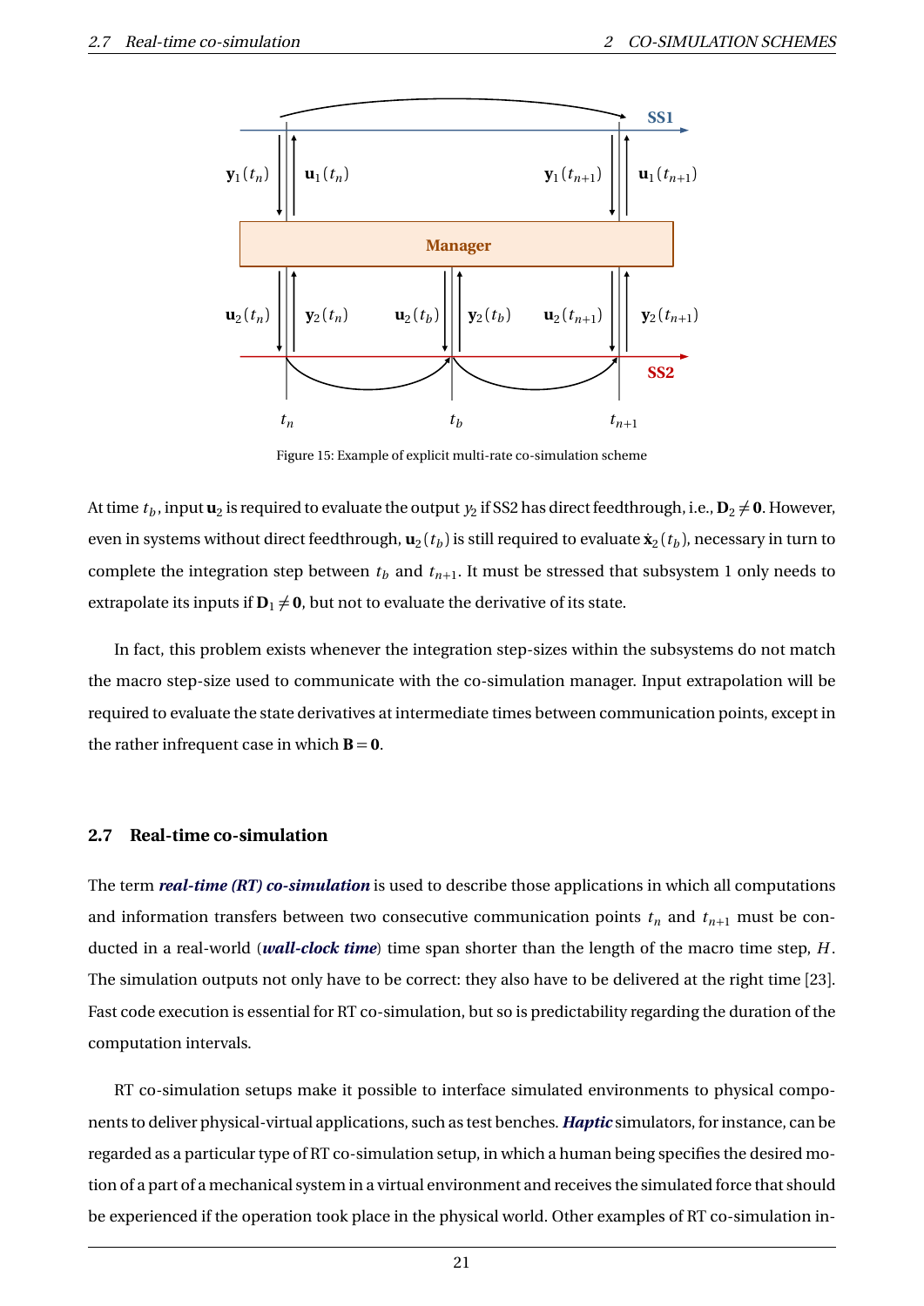Figure 15: Example of explicit multi-rate co-simulation scheme

At time $t_b$, input $\mathbf{u}_2$ is required to evaluate the output $y_2$ if SS2 has direct feedthrough, i.e., $\mathbf{D}_2 \neq \mathbf{0}$. However, even in systems without direct feedthrough, $\mathbf{u}_2(t_b)$ is still required to evaluate $\dot{\mathbf{x}}_2(t_b)$, necessary in turn to complete the integration step between $t_b$ and $t_{n+1}$. It must be stressed that subsystem 1 only needs to extrapolate its inputs if $\mathbf{D}_1 \neq \mathbf{0}$, but not to evaluate the derivative of its state.

In fact, this problem exists whenever the integration step-sizes within the subsystems do not match the macro step-size used to communicate with the co-simulation manager. Input extrapolation will be required to evaluate the state derivatives at intermediate times between communication points, except in the rather infrequent case in which $\mathbf{B} = \mathbf{0}$.

## 2.7 Real-time co-simulation

The term ***real-time (RT) co-simulation*** is used to describe those applications in which all computations and information transfers between two consecutive communication points $t_n$ and $t_{n+1}$ must be conducted in a real-world (***wall-clock time***) time span shorter than the length of the macro time step, $H$. The simulation outputs not only have to be correct: they also have to be delivered at the right time [23]. Fast code execution is essential for RT co-simulation, but so is predictability regarding the duration of the computation intervals.

RT co-simulation setups make it possible to interface simulated environments to physical components to deliver physical-virtual applications, such as test benches. ***Haptic*** simulators, for instance, can be regarded as a particular type of RT co-simulation setup, in which a human being specifies the desired motion of a part of a mechanical system in a virtual environment and receives the simulated force that should be experienced if the operation took place in the physical world. Other examples of RT co-simulation in-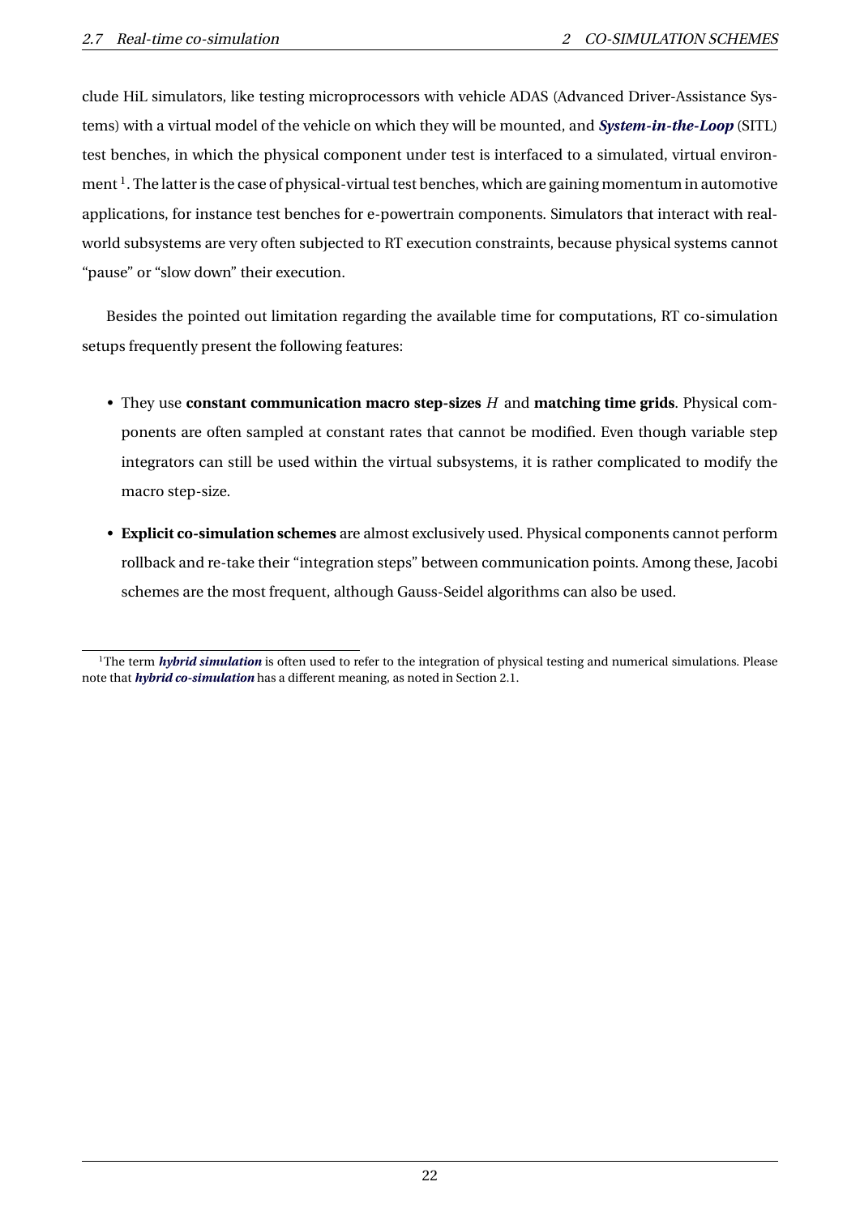clude HiL simulators, like testing microprocessors with vehicle ADAS (Advanced Driver-Assistance Systems) with a virtual model of the vehicle on which they will be mounted, and ***System-in-the-Loop*** (SITL) test benches, in which the physical component under test is interfaced to a simulated, virtual environment [1]. The latter is the case of physical-virtual test benches, which are gaining momentum in automotive applications, for instance test benches for e-powertrain components. Simulators that interact with real-world subsystems are very often subjected to RT execution constraints, because physical systems cannot "pause" or "slow down" their execution.

Besides the pointed out limitation regarding the available time for computations, RT co-simulation setups frequently present the following features:

- They use **constant communication macro step-sizes** $H$ and **matching time grids**. Physical components are often sampled at constant rates that cannot be modified. Even though variable step integrators can still be used within the virtual subsystems, it is rather complicated to modify the macro step-size.
- **Explicit co-simulation schemes** are almost exclusively used. Physical components cannot perform rollback and re-take their "integration steps" between communication points. Among these, Jacobi schemes are the most frequent, although Gauss-Seidel algorithms can also be used.

[1] The term ***hybrid simulation*** is often used to refer to the integration of physical testing and numerical simulations. Please note that ***hybrid co-simulation*** has a different meaning, as noted in Section 2.1.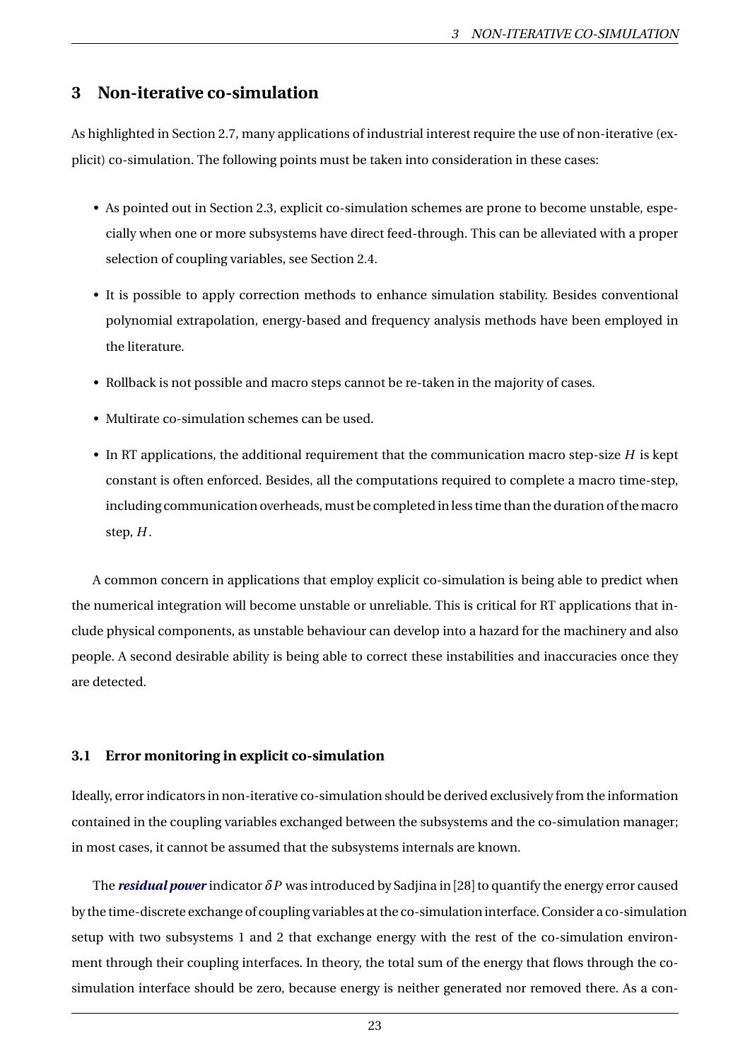# 3 Non-iterative co-simulation

As highlighted in Section 2.7, many applications of industrial interest require the use of non-iterative (explicit) co-simulation. The following points must be taken into consideration in these cases:

- As pointed out in Section 2.3, explicit co-simulation schemes are prone to become unstable, especially when one or more subsystems have direct feed-through. This can be alleviated with a proper selection of coupling variables, see Section 2.4.
- It is possible to apply correction methods to enhance simulation stability. Besides conventional polynomial extrapolation, energy-based and frequency analysis methods have been employed in the literature.
- Rollback is not possible and macro steps cannot be re-taken in the majority of cases.
- Multirate co-simulation schemes can be used.
- In RT applications, the additional requirement that the communication macro step-size $H$ is kept constant is often enforced. Besides, all the computations required to complete a macro time-step, including communication overheads, must be completed in less time than the duration of the macro step, $H$.

A common concern in applications that employ explicit co-simulation is being able to predict when the numerical integration will become unstable or unreliable. This is critical for RT applications that include physical components, as unstable behaviour can develop into a hazard for the machinery and also people. A second desirable ability is being able to correct these instabilities and inaccuracies once they are detected.

## 3.1 Error monitoring in explicit co-simulation

Ideally, error indicators in non-iterative co-simulation should be derived exclusively from the information contained in the coupling variables exchanged between the subsystems and the co-simulation manager; in most cases, it cannot be assumed that the subsystems internals are known.

The ***residual power*** indicator $\delta P$ was introduced by Sadjina in [28] to quantify the energy error caused by the time-discrete exchange of coupling variables at the co-simulation interface. Consider a co-simulation setup with two subsystems 1 and 2 that exchange energy with the rest of the co-simulation environment through their coupling interfaces. In theory, the total sum of the energy that flows through the co-simulation interface should be zero, because energy is neither generated nor removed there. As a con-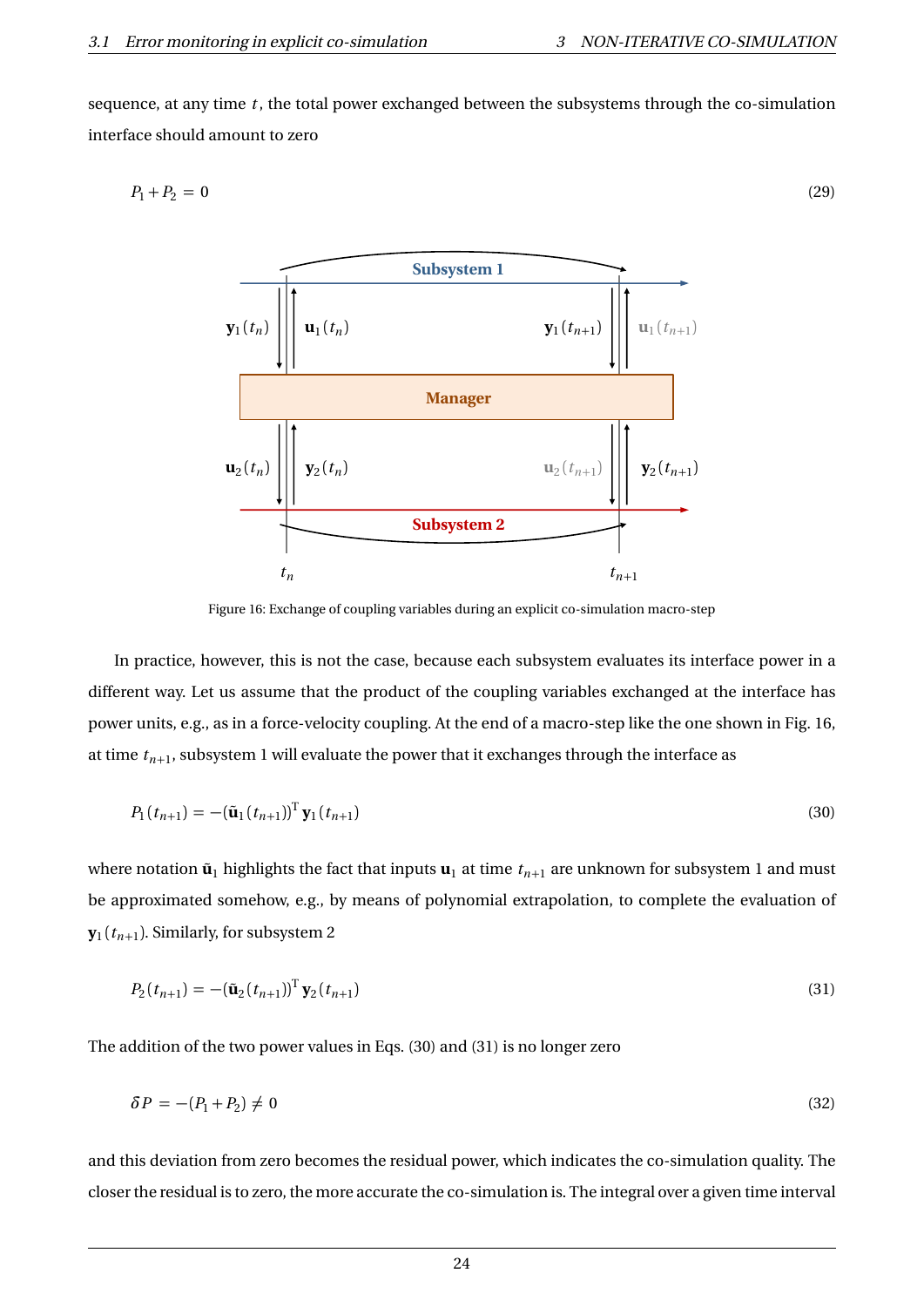sequence, at any time $t$, the total power exchanged between the subsystems through the co-simulation interface should amount to zero

$$P_1 + P_2 = 0 \tag{29}$$

Figure 16: Exchange of coupling variables during an explicit co-simulation macro-step

In practice, however, this is not the case, because each subsystem evaluates its interface power in a different way. Let us assume that the product of the coupling variables exchanged at the interface has power units, e.g., as in a force-velocity coupling. At the end of a macro-step like the one shown in Fig. 16, at time $t_{n+1}$, subsystem 1 will evaluate the power that it exchanges through the interface as

$$P_1(t_{n+1}) = -\left(\tilde{\mathbf{u}}_1(t_{n+1})\right)^{\mathrm{T}} \mathbf{y}_1(t_{n+1}) \tag{30}$$

where notation $\tilde{\mathbf{u}}_1$ highlights the fact that inputs $\mathbf{u}_1$ at time $t_{n+1}$ are unknown for subsystem 1 and must be approximated somehow, e.g., by means of polynomial extrapolation, to complete the evaluation of $\mathbf{y}_1(t_{n+1})$. Similarly, for subsystem 2

$$P_2(t_{n+1}) = -\left(\tilde{\mathbf{u}}_2(t_{n+1})\right)^{\mathrm{T}} \mathbf{y}_2(t_{n+1}) \tag{31}$$

The addition of the two power values in Eqs. (30) and (31) is no longer zero

$$\delta P = -(P_1 + P_2) \neq 0 \tag{32}$$

and this deviation from zero becomes the residual power, which indicates the co-simulation quality. The closer the residual is to zero, the more accurate the co-simulation is. The integral over a given time interval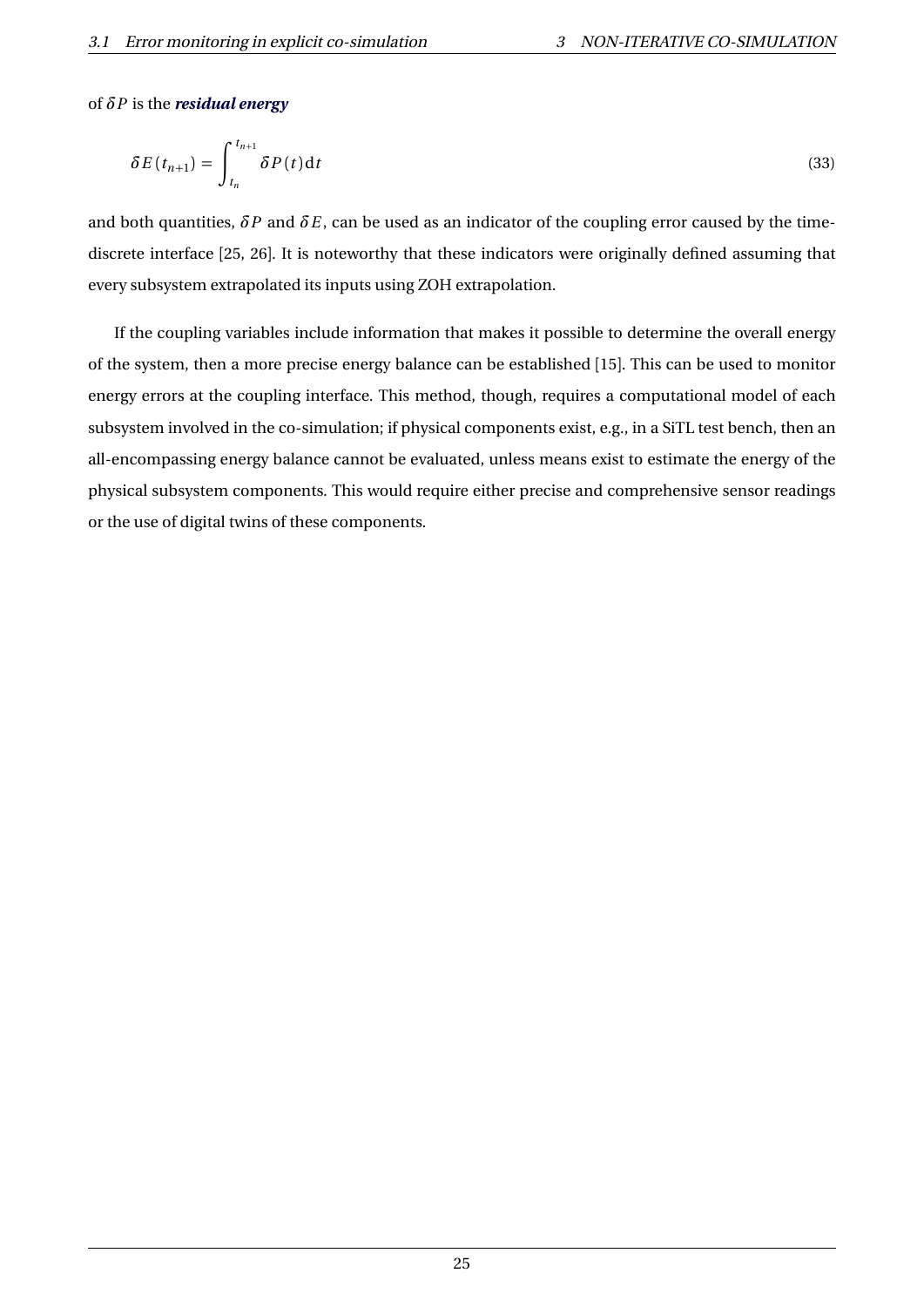of $\delta P$ is the ***residual energy***

$$\delta E(t_{n+1}) = \int_{t_n}^{t_{n+1}} \delta P(t)\,\mathrm{d}t \tag{33}$$

and both quantities, $\delta P$ and $\delta E$, can be used as an indicator of the coupling error caused by the time-discrete interface [25, 26]. It is noteworthy that these indicators were originally defined assuming that every subsystem extrapolated its inputs using ZOH extrapolation.

If the coupling variables include information that makes it possible to determine the overall energy of the system, then a more precise energy balance can be established [15]. This can be used to monitor energy errors at the coupling interface. This method, though, requires a computational model of each subsystem involved in the co-simulation; if physical components exist, e.g., in a SiTL test bench, then an all-encompassing energy balance cannot be evaluated, unless means exist to estimate the energy of the physical subsystem components. This would require either precise and comprehensive sensor readings or the use of digital twins of these components.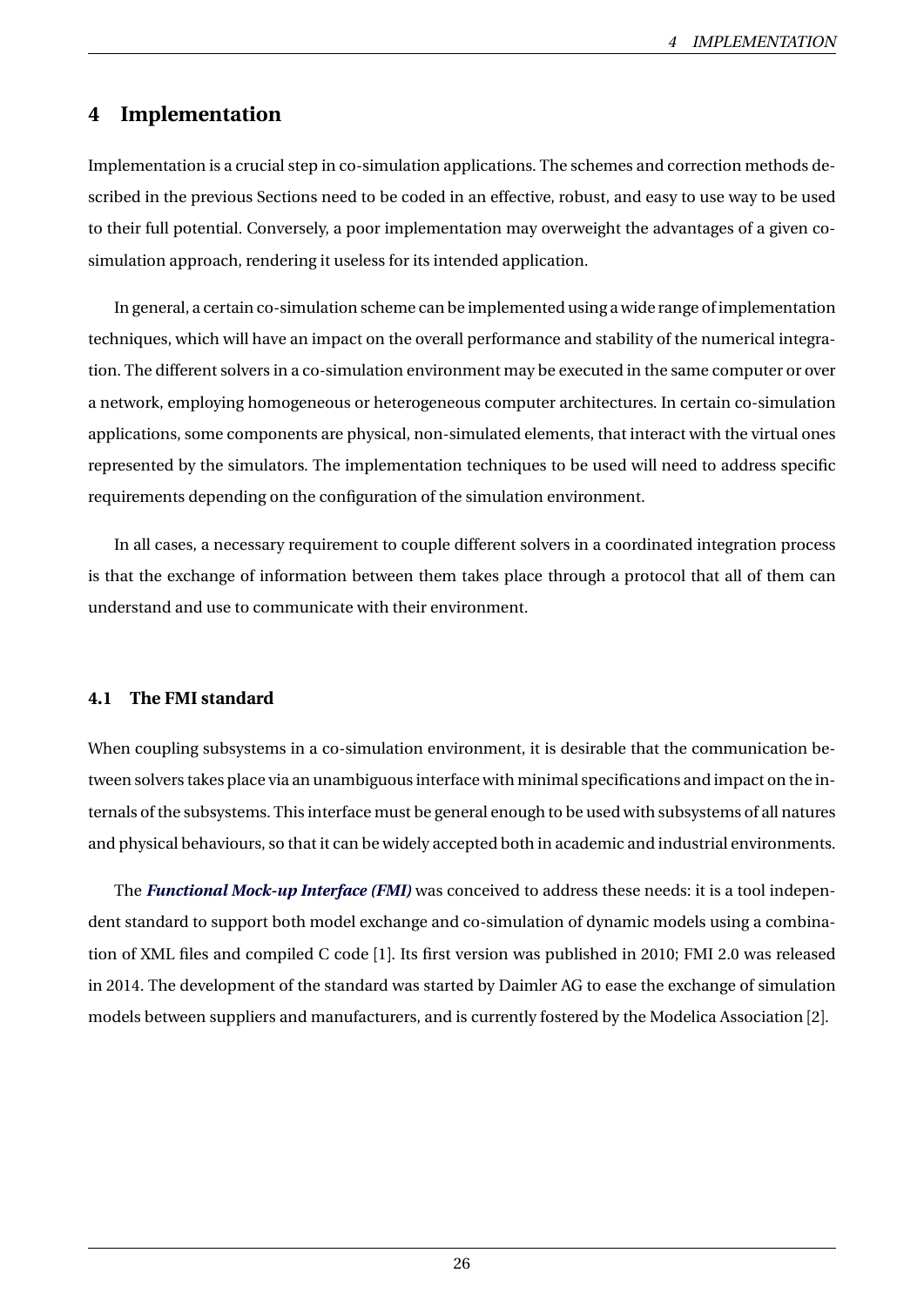# 4 Implementation

Implementation is a crucial step in co-simulation applications. The schemes and correction methods described in the previous Sections need to be coded in an effective, robust, and easy to use way to be used to their full potential. Conversely, a poor implementation may overweight the advantages of a given co-simulation approach, rendering it useless for its intended application.

In general, a certain co-simulation scheme can be implemented using a wide range of implementation techniques, which will have an impact on the overall performance and stability of the numerical integration. The different solvers in a co-simulation environment may be executed in the same computer or over a network, employing homogeneous or heterogeneous computer architectures. In certain co-simulation applications, some components are physical, non-simulated elements, that interact with the virtual ones represented by the simulators. The implementation techniques to be used will need to address specific requirements depending on the configuration of the simulation environment.

In all cases, a necessary requirement to couple different solvers in a coordinated integration process is that the exchange of information between them takes place through a protocol that all of them can understand and use to communicate with their environment.

## 4.1 The FMI standard

When coupling subsystems in a co-simulation environment, it is desirable that the communication between solvers takes place via an unambiguous interface with minimal specifications and impact on the internals of the subsystems. This interface must be general enough to be used with subsystems of all natures and physical behaviours, so that it can be widely accepted both in academic and industrial environments.

The ***Functional Mock-up Interface (FMI)*** was conceived to address these needs: it is a tool independent standard to support both model exchange and co-simulation of dynamic models using a combination of XML files and compiled C code [1]. Its first version was published in 2010; FMI 2.0 was released in 2014. The development of the standard was started by Daimler AG to ease the exchange of simulation models between suppliers and manufacturers, and is currently fostered by the Modelica Association [2].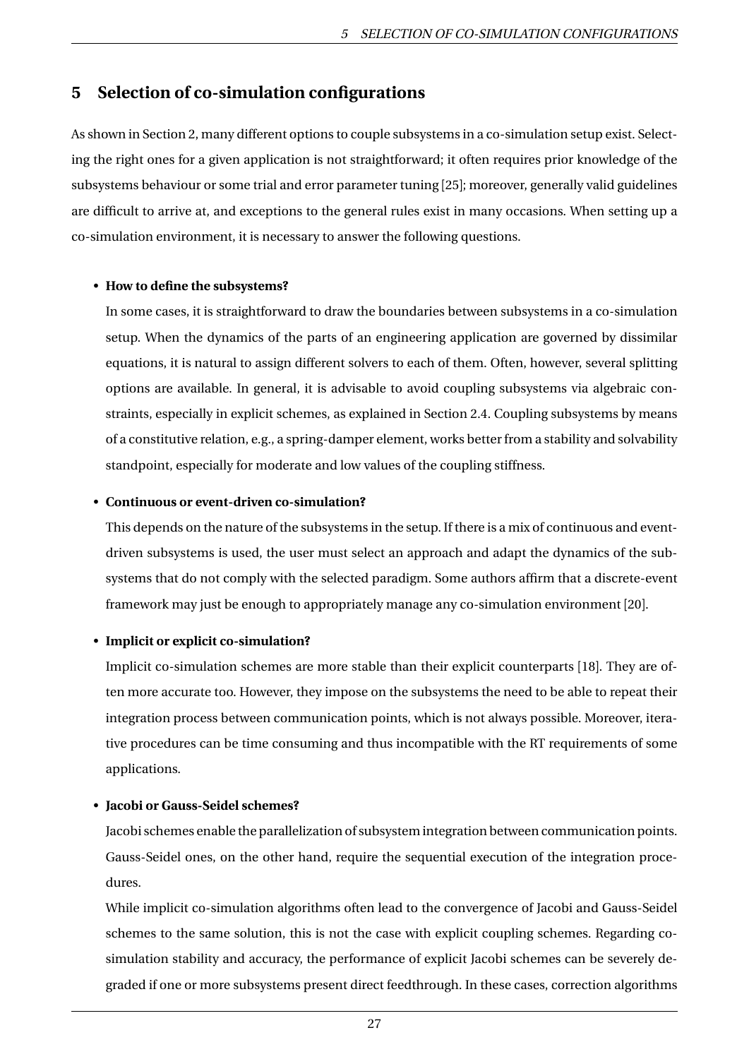# 5 Selection of co-simulation configurations

As shown in Section 2, many different options to couple subsystems in a co-simulation setup exist. Selecting the right ones for a given application is not straightforward; it often requires prior knowledge of the subsystems behaviour or some trial and error parameter tuning [25]; moreover, generally valid guidelines are difficult to arrive at, and exceptions to the general rules exist in many occasions. When setting up a co-simulation environment, it is necessary to answer the following questions.

- **How to define the subsystems?**

  In some cases, it is straightforward to draw the boundaries between subsystems in a co-simulation setup. When the dynamics of the parts of an engineering application are governed by dissimilar equations, it is natural to assign different solvers to each of them. Often, however, several splitting options are available. In general, it is advisable to avoid coupling subsystems via algebraic constraints, especially in explicit schemes, as explained in Section 2.4. Coupling subsystems by means of a constitutive relation, e.g., a spring-damper element, works better from a stability and solvability standpoint, especially for moderate and low values of the coupling stiffness.

- **Continuous or event-driven co-simulation?**

  This depends on the nature of the subsystems in the setup. If there is a mix of continuous and event-driven subsystems is used, the user must select an approach and adapt the dynamics of the subsystems that do not comply with the selected paradigm. Some authors affirm that a discrete-event framework may just be enough to appropriately manage any co-simulation environment [20].

- **Implicit or explicit co-simulation?**

  Implicit co-simulation schemes are more stable than their explicit counterparts [18]. They are often more accurate too. However, they impose on the subsystems the need to be able to repeat their integration process between communication points, which is not always possible. Moreover, iterative procedures can be time consuming and thus incompatible with the RT requirements of some applications.

- **Jacobi or Gauss-Seidel schemes?**

  Jacobi schemes enable the parallelization of subsystem integration between communication points. Gauss-Seidel ones, on the other hand, require the sequential execution of the integration procedures.

  While implicit co-simulation algorithms often lead to the convergence of Jacobi and Gauss-Seidel schemes to the same solution, this is not the case with explicit coupling schemes. Regarding co-simulation stability and accuracy, the performance of explicit Jacobi schemes can be severely degraded if one or more subsystems present direct feedthrough. In these cases, correction algorithms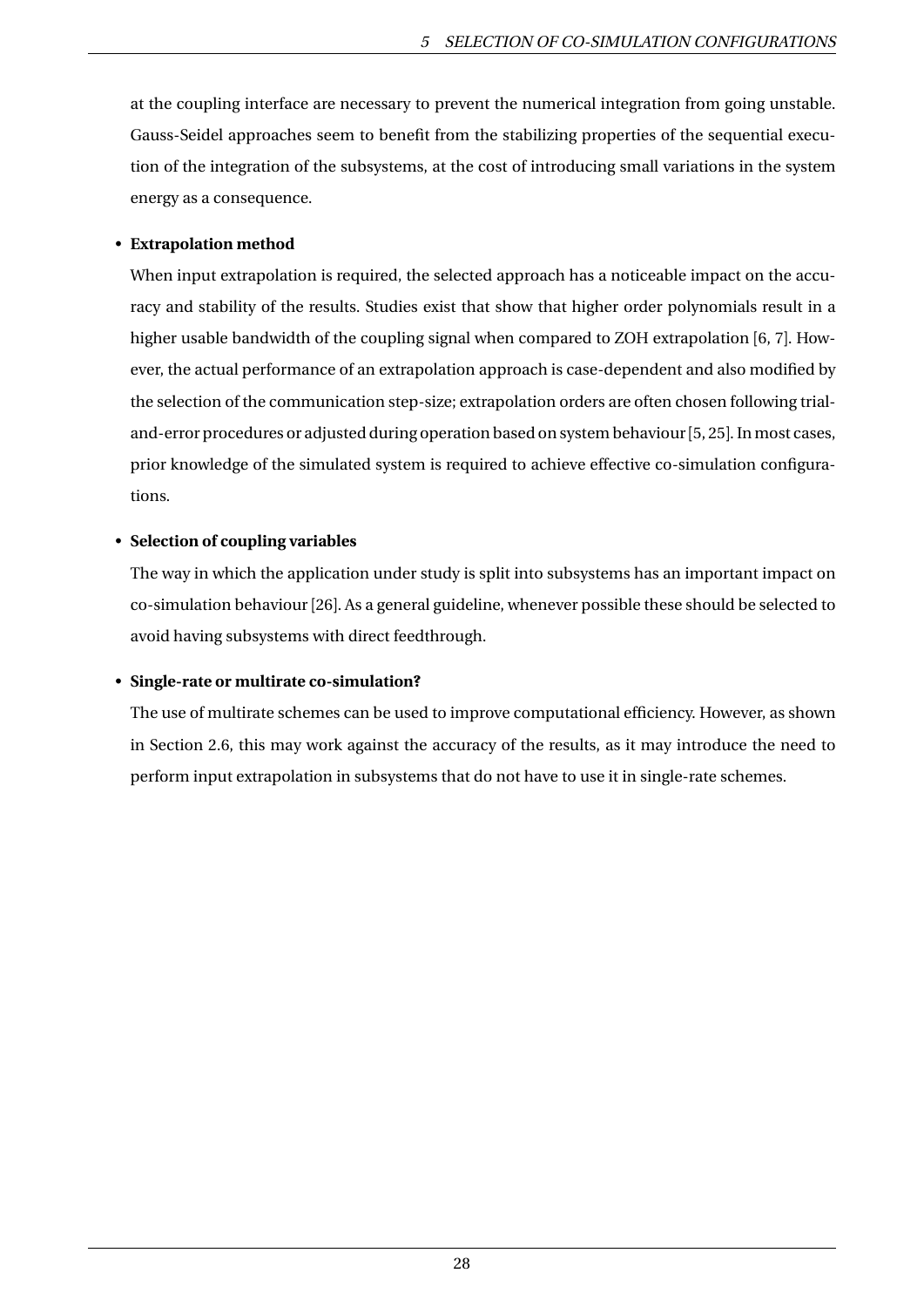at the coupling interface are necessary to prevent the numerical integration from going unstable. Gauss-Seidel approaches seem to benefit from the stabilizing properties of the sequential execution of the integration of the subsystems, at the cost of introducing small variations in the system energy as a consequence.

- **Extrapolation method**

  When input extrapolation is required, the selected approach has a noticeable impact on the accuracy and stability of the results. Studies exist that show that higher order polynomials result in a higher usable bandwidth of the coupling signal when compared to ZOH extrapolation [6, 7]. However, the actual performance of an extrapolation approach is case-dependent and also modified by the selection of the communication step-size; extrapolation orders are often chosen following trial-and-error procedures or adjusted during operation based on system behaviour [5, 25]. In most cases, prior knowledge of the simulated system is required to achieve effective co-simulation configurations.

- **Selection of coupling variables**

  The way in which the application under study is split into subsystems has an important impact on co-simulation behaviour [26]. As a general guideline, whenever possible these should be selected to avoid having subsystems with direct feedthrough.

- **Single-rate or multirate co-simulation?**

  The use of multirate schemes can be used to improve computational efficiency. However, as shown in Section 2.6, this may work against the accuracy of the results, as it may introduce the need to perform input extrapolation in subsystems that do not have to use it in single-rate schemes.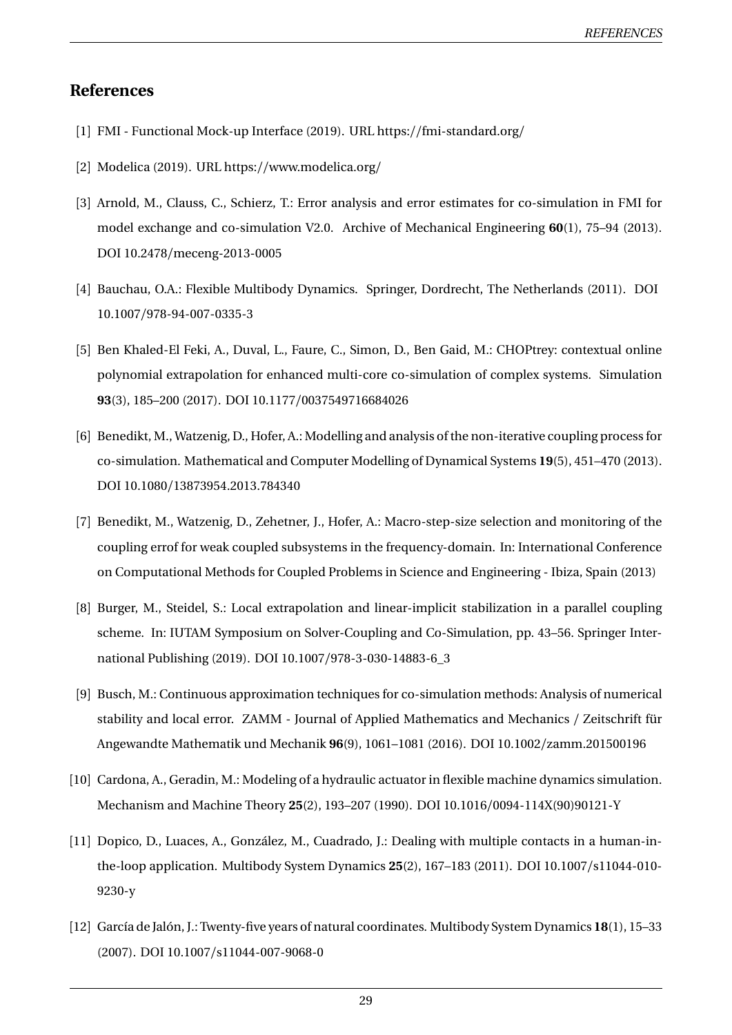## References

[1] FMI - Functional Mock-up Interface (2019). URL https://fmi-standard.org/

[2] Modelica (2019). URL https://www.modelica.org/

[3] Arnold, M., Clauss, C., Schierz, T.: Error analysis and error estimates for co-simulation in FMI for model exchange and co-simulation V2.0. Archive of Mechanical Engineering **60**(1), 75–94 (2013). DOI 10.2478/meceng-2013-0005

[4] Bauchau, O.A.: Flexible Multibody Dynamics. Springer, Dordrecht, The Netherlands (2011). DOI 10.1007/978-94-007-0335-3

[5] Ben Khaled-El Feki, A., Duval, L., Faure, C., Simon, D., Ben Gaid, M.: CHOPtrey: contextual online polynomial extrapolation for enhanced multi-core co-simulation of complex systems. Simulation **93**(3), 185–200 (2017). DOI 10.1177/0037549716684026

[6] Benedikt, M., Watzenig, D., Hofer, A.: Modelling and analysis of the non-iterative coupling process for co-simulation. Mathematical and Computer Modelling of Dynamical Systems **19**(5), 451–470 (2013). DOI 10.1080/13873954.2013.784340

[7] Benedikt, M., Watzenig, D., Zehetner, J., Hofer, A.: Macro-step-size selection and monitoring of the coupling errof for weak coupled subsystems in the frequency-domain. In: International Conference on Computational Methods for Coupled Problems in Science and Engineering - Ibiza, Spain (2013)

[8] Burger, M., Steidel, S.: Local extrapolation and linear-implicit stabilization in a parallel coupling scheme. In: IUTAM Symposium on Solver-Coupling and Co-Simulation, pp. 43–56. Springer International Publishing (2019). DOI 10.1007/978-3-030-14883-6_3

[9] Busch, M.: Continuous approximation techniques for co-simulation methods: Analysis of numerical stability and local error. ZAMM - Journal of Applied Mathematics and Mechanics / Zeitschrift für Angewandte Mathematik und Mechanik **96**(9), 1061–1081 (2016). DOI 10.1002/zamm.201500196

[10] Cardona, A., Geradin, M.: Modeling of a hydraulic actuator in flexible machine dynamics simulation. Mechanism and Machine Theory **25**(2), 193–207 (1990). DOI 10.1016/0094-114X(90)90121-Y

[11] Dopico, D., Luaces, A., González, M., Cuadrado, J.: Dealing with multiple contacts in a human-in-the-loop application. Multibody System Dynamics **25**(2), 167–183 (2011). DOI 10.1007/s11044-010-9230-y

[12] García de Jalón, J.: Twenty-five years of natural coordinates. Multibody System Dynamics **18**(1), 15–33 (2007). DOI 10.1007/s11044-007-9068-0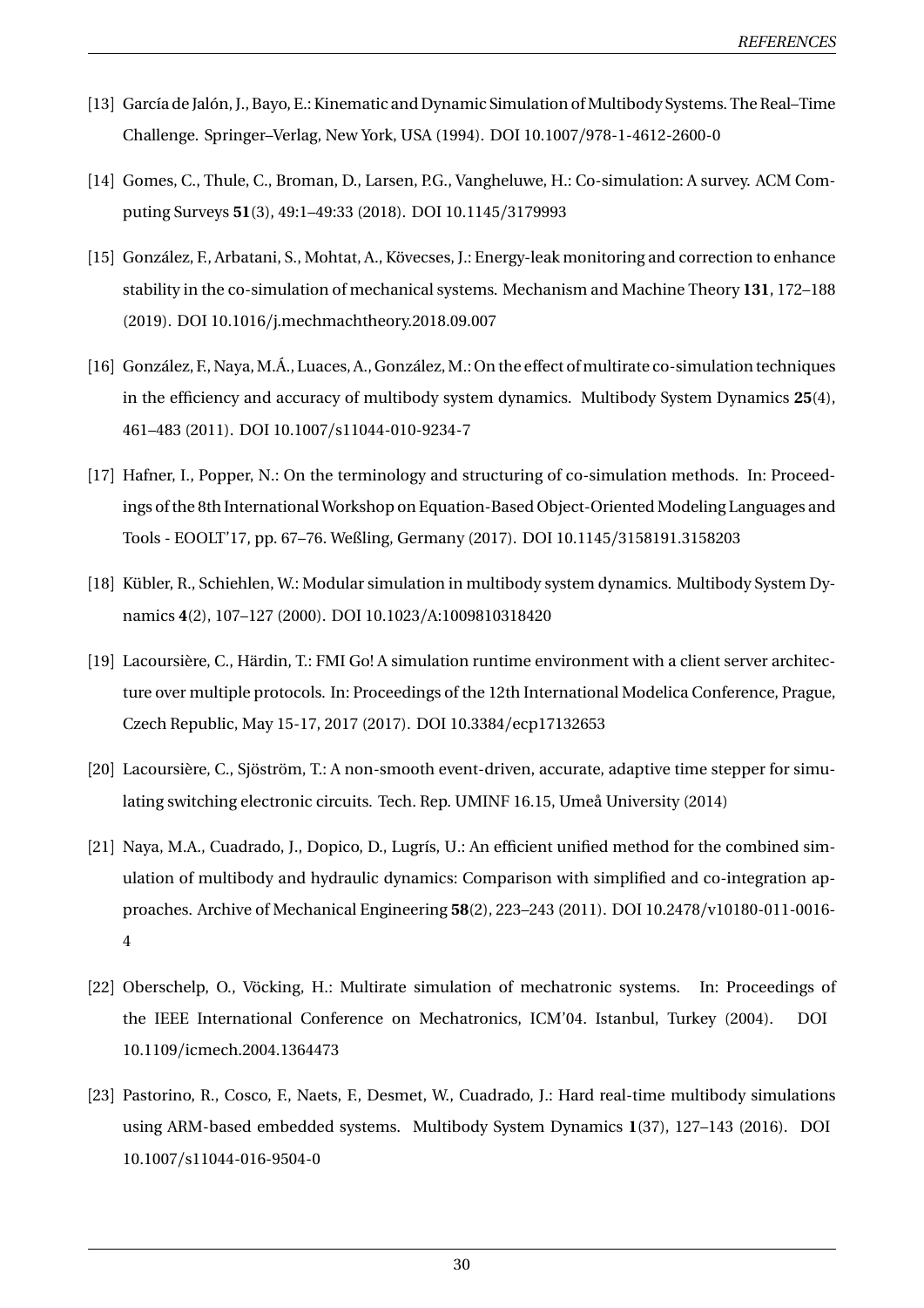[13] García de Jalón, J., Bayo, E.: Kinematic and Dynamic Simulation of Multibody Systems. The Real–Time Challenge. Springer–Verlag, New York, USA (1994). DOI 10.1007/978-1-4612-2600-0

[14] Gomes, C., Thule, C., Broman, D., Larsen, P.G., Vangheluwe, H.: Co-simulation: A survey. ACM Computing Surveys **51**(3), 49:1–49:33 (2018). DOI 10.1145/3179993

[15] González, F., Arbatani, S., Mohtat, A., Kövecses, J.: Energy-leak monitoring and correction to enhance stability in the co-simulation of mechanical systems. Mechanism and Machine Theory **131**, 172–188 (2019). DOI 10.1016/j.mechmachtheory.2018.09.007

[16] González, F., Naya, M.Á., Luaces, A., González, M.: On the effect of multirate co-simulation techniques in the efficiency and accuracy of multibody system dynamics. Multibody System Dynamics **25**(4), 461–483 (2011). DOI 10.1007/s11044-010-9234-7

[17] Hafner, I., Popper, N.: On the terminology and structuring of co-simulation methods. In: Proceedings of the 8th International Workshop on Equation-Based Object-Oriented Modeling Languages and Tools - EOOLT'17, pp. 67–76. Weßling, Germany (2017). DOI 10.1145/3158191.3158203

[18] Kübler, R., Schiehlen, W.: Modular simulation in multibody system dynamics. Multibody System Dynamics **4**(2), 107–127 (2000). DOI 10.1023/A:1009810318420

[19] Lacoursière, C., Härdin, T.: FMI Go! A simulation runtime environment with a client server architecture over multiple protocols. In: Proceedings of the 12th International Modelica Conference, Prague, Czech Republic, May 15-17, 2017 (2017). DOI 10.3384/ecp17132653

[20] Lacoursière, C., Sjöström, T.: A non-smooth event-driven, accurate, adaptive time stepper for simulating switching electronic circuits. Tech. Rep. UMINF 16.15, Umeå University (2014)

[21] Naya, M.A., Cuadrado, J., Dopico, D., Lugrís, U.: An efficient unified method for the combined simulation of multibody and hydraulic dynamics: Comparison with simplified and co-integration approaches. Archive of Mechanical Engineering **58**(2), 223–243 (2011). DOI 10.2478/v10180-011-0016-4

[22] Oberschelp, O., Vöcking, H.: Multirate simulation of mechatronic systems. In: Proceedings of the IEEE International Conference on Mechatronics, ICM'04. Istanbul, Turkey (2004). DOI 10.1109/icmech.2004.1364473

[23] Pastorino, R., Cosco, F., Naets, F., Desmet, W., Cuadrado, J.: Hard real-time multibody simulations using ARM-based embedded systems. Multibody System Dynamics **1**(37), 127–143 (2016). DOI 10.1007/s11044-016-9504-0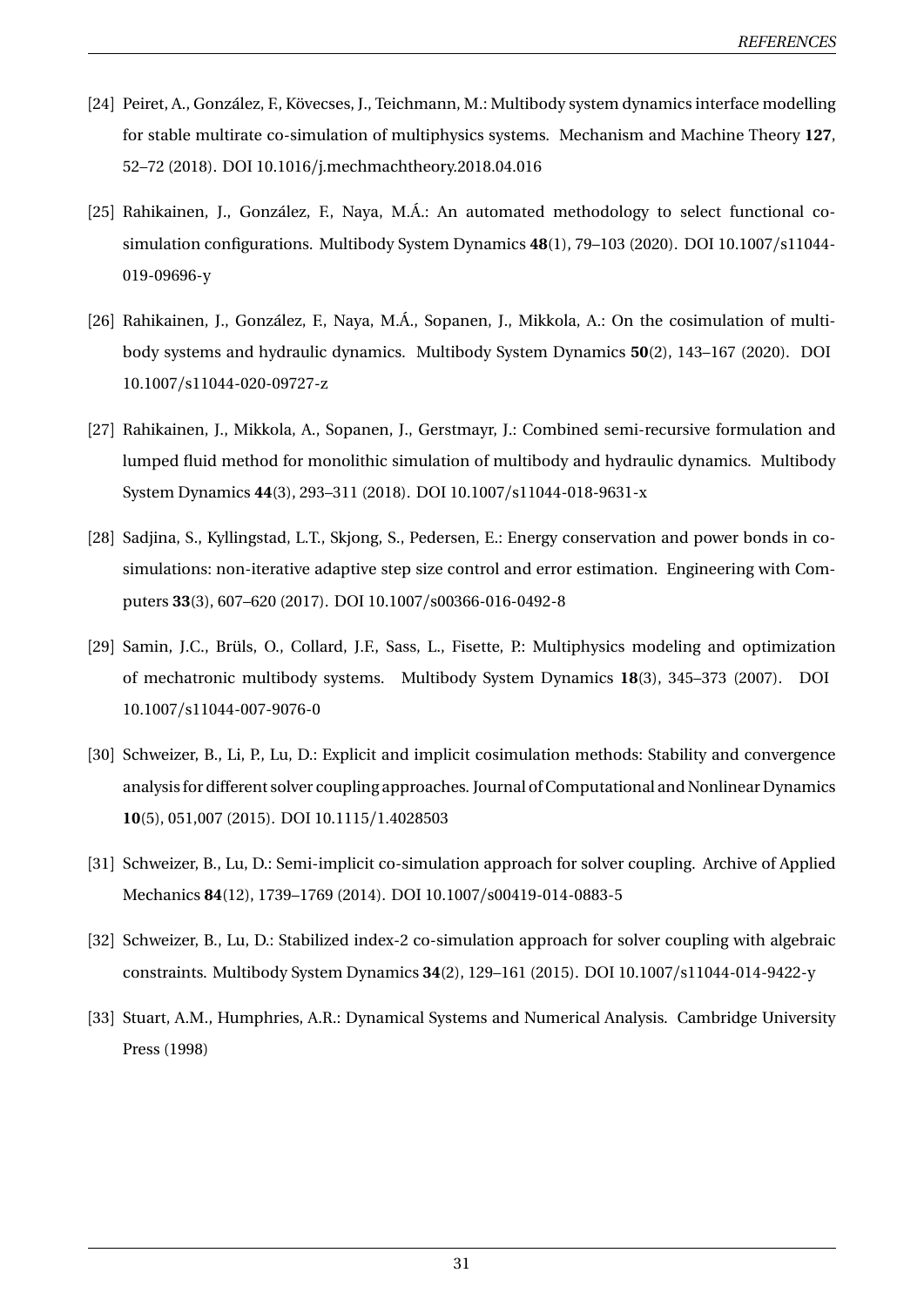[24] Peiret, A., González, F., Kövecses, J., Teichmann, M.: Multibody system dynamics interface modelling for stable multirate co-simulation of multiphysics systems. Mechanism and Machine Theory **127**, 52–72 (2018). DOI 10.1016/j.mechmachtheory.2018.04.016

[25] Rahikainen, J., González, F., Naya, M.Á.: An automated methodology to select functional co-simulation configurations. Multibody System Dynamics **48**(1), 79–103 (2020). DOI 10.1007/s11044-019-09696-y

[26] Rahikainen, J., González, F., Naya, M.Á., Sopanen, J., Mikkola, A.: On the cosimulation of multibody systems and hydraulic dynamics. Multibody System Dynamics **50**(2), 143–167 (2020). DOI 10.1007/s11044-020-09727-z

[27] Rahikainen, J., Mikkola, A., Sopanen, J., Gerstmayr, J.: Combined semi-recursive formulation and lumped fluid method for monolithic simulation of multibody and hydraulic dynamics. Multibody System Dynamics **44**(3), 293–311 (2018). DOI 10.1007/s11044-018-9631-x

[28] Sadjina, S., Kyllingstad, L.T., Skjong, S., Pedersen, E.: Energy conservation and power bonds in co-simulations: non-iterative adaptive step size control and error estimation. Engineering with Computers **33**(3), 607–620 (2017). DOI 10.1007/s00366-016-0492-8

[29] Samin, J.C., Brüls, O., Collard, J.F., Sass, L., Fisette, P.: Multiphysics modeling and optimization of mechatronic multibody systems. Multibody System Dynamics **18**(3), 345–373 (2007). DOI 10.1007/s11044-007-9076-0

[30] Schweizer, B., Li, P., Lu, D.: Explicit and implicit cosimulation methods: Stability and convergence analysis for different solver coupling approaches. Journal of Computational and Nonlinear Dynamics **10**(5), 051,007 (2015). DOI 10.1115/1.4028503

[31] Schweizer, B., Lu, D.: Semi-implicit co-simulation approach for solver coupling. Archive of Applied Mechanics **84**(12), 1739–1769 (2014). DOI 10.1007/s00419-014-0883-5

[32] Schweizer, B., Lu, D.: Stabilized index-2 co-simulation approach for solver coupling with algebraic constraints. Multibody System Dynamics **34**(2), 129–161 (2015). DOI 10.1007/s11044-014-9422-y

[33] Stuart, A.M., Humphries, A.R.: Dynamical Systems and Numerical Analysis. Cambridge University Press (1998)